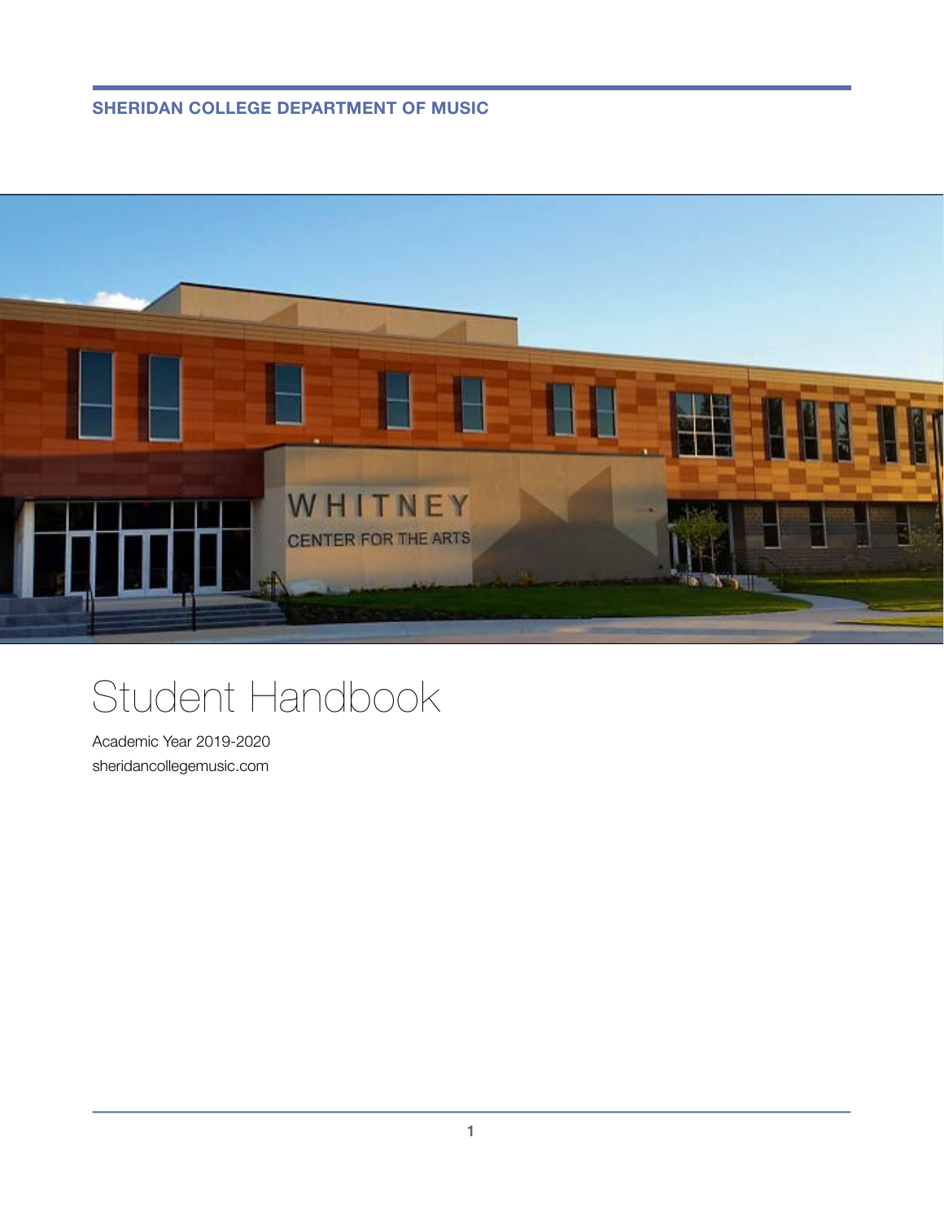**SHERIDAN COLLEGE DEPARTMENT OF MUSIC**

# Student Handbook

Academic Year 2019-2020

sheridancollegemusic.com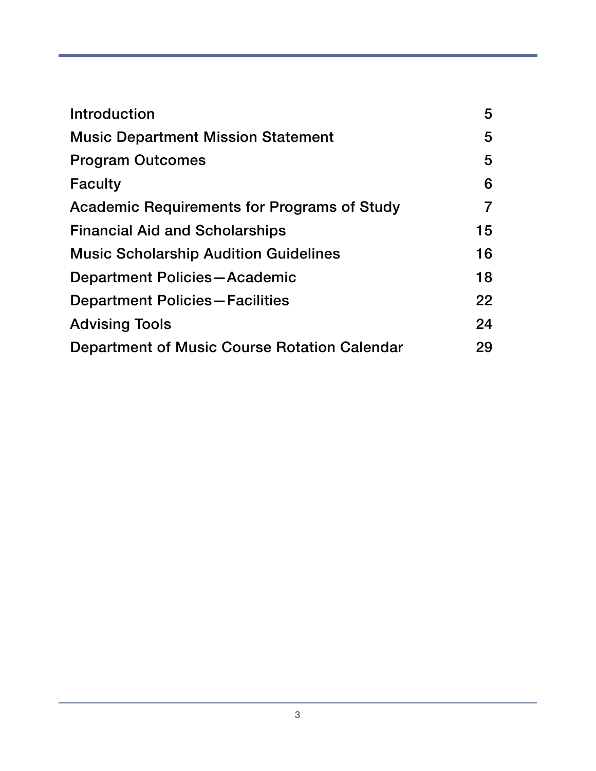| | |
|---|---|
| Introduction | 5 |
| Music Department Mission Statement | 5 |
| Program Outcomes | 5 |
| Faculty | 6 |
| Academic Requirements for Programs of Study | 7 |
| Financial Aid and Scholarships | 15 |
| Music Scholarship Audition Guidelines | 16 |
| Department Policies—Academic | 18 |
| Department Policies—Facilities | 22 |
| Advising Tools | 24 |
| Department of Music Course Rotation Calendar | 29 |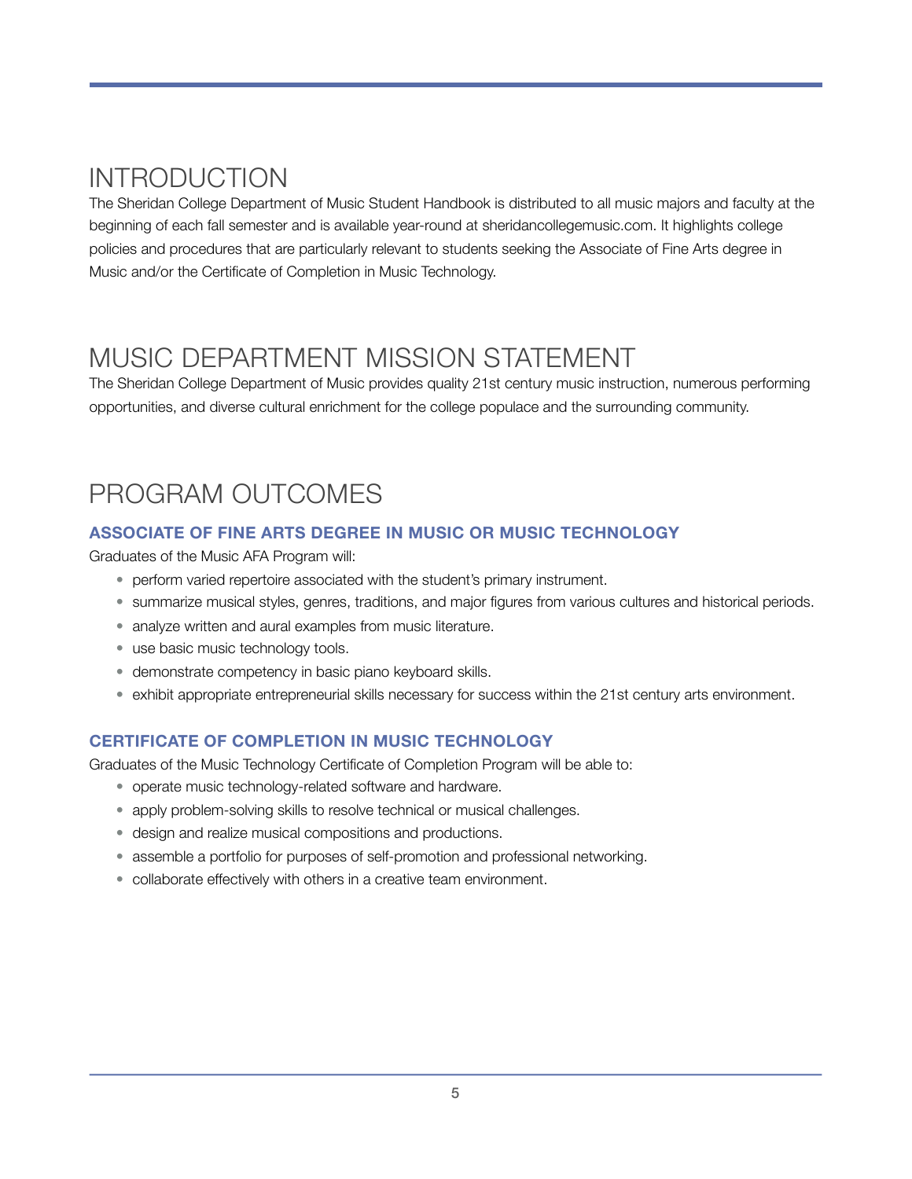# INTRODUCTION

The Sheridan College Department of Music Student Handbook is distributed to all music majors and faculty at the beginning of each fall semester and is available year-round at sheridancollegemusic.com. It highlights college policies and procedures that are particularly relevant to students seeking the Associate of Fine Arts degree in Music and/or the Certificate of Completion in Music Technology.

# MUSIC DEPARTMENT MISSION STATEMENT

The Sheridan College Department of Music provides quality 21st century music instruction, numerous performing opportunities, and diverse cultural enrichment for the college populace and the surrounding community.

# PROGRAM OUTCOMES

### ASSOCIATE OF FINE ARTS DEGREE IN MUSIC OR MUSIC TECHNOLOGY

Graduates of the Music AFA Program will:

- perform varied repertoire associated with the student's primary instrument.
- summarize musical styles, genres, traditions, and major figures from various cultures and historical periods.
- analyze written and aural examples from music literature.
- use basic music technology tools.
- demonstrate competency in basic piano keyboard skills.
- exhibit appropriate entrepreneurial skills necessary for success within the 21st century arts environment.

### CERTIFICATE OF COMPLETION IN MUSIC TECHNOLOGY

Graduates of the Music Technology Certificate of Completion Program will be able to:

- operate music technology-related software and hardware.
- apply problem-solving skills to resolve technical or musical challenges.
- design and realize musical compositions and productions.
- assemble a portfolio for purposes of self-promotion and professional networking.
- collaborate effectively with others in a creative team environment.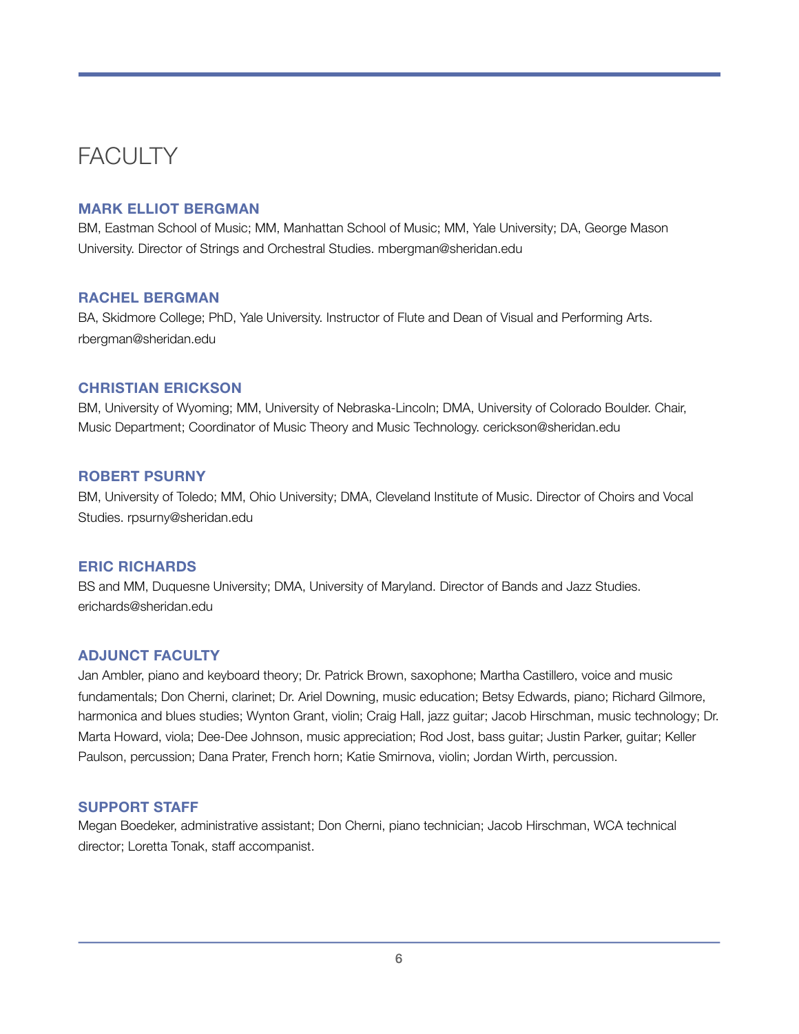# FACULTY

### MARK ELLIOT BERGMAN

BM, Eastman School of Music; MM, Manhattan School of Music; MM, Yale University; DA, George Mason University. Director of Strings and Orchestral Studies. mbergman@sheridan.edu

### RACHEL BERGMAN

BA, Skidmore College; PhD, Yale University. Instructor of Flute and Dean of Visual and Performing Arts. rbergman@sheridan.edu

### CHRISTIAN ERICKSON

BM, University of Wyoming; MM, University of Nebraska-Lincoln; DMA, University of Colorado Boulder. Chair, Music Department; Coordinator of Music Theory and Music Technology. cerickson@sheridan.edu

### ROBERT PSURNY

BM, University of Toledo; MM, Ohio University; DMA, Cleveland Institute of Music. Director of Choirs and Vocal Studies. rpsurny@sheridan.edu

### ERIC RICHARDS

BS and MM, Duquesne University; DMA, University of Maryland. Director of Bands and Jazz Studies. erichards@sheridan.edu

### ADJUNCT FACULTY

Jan Ambler, piano and keyboard theory; Dr. Patrick Brown, saxophone; Martha Castillero, voice and music fundamentals; Don Cherni, clarinet; Dr. Ariel Downing, music education; Betsy Edwards, piano; Richard Gilmore, harmonica and blues studies; Wynton Grant, violin; Craig Hall, jazz guitar; Jacob Hirschman, music technology; Dr. Marta Howard, viola; Dee-Dee Johnson, music appreciation; Rod Jost, bass guitar; Justin Parker, guitar; Keller Paulson, percussion; Dana Prater, French horn; Katie Smirnova, violin; Jordan Wirth, percussion.

### SUPPORT STAFF

Megan Boedeker, administrative assistant; Don Cherni, piano technician; Jacob Hirschman, WCA technical director; Loretta Tonak, staff accompanist.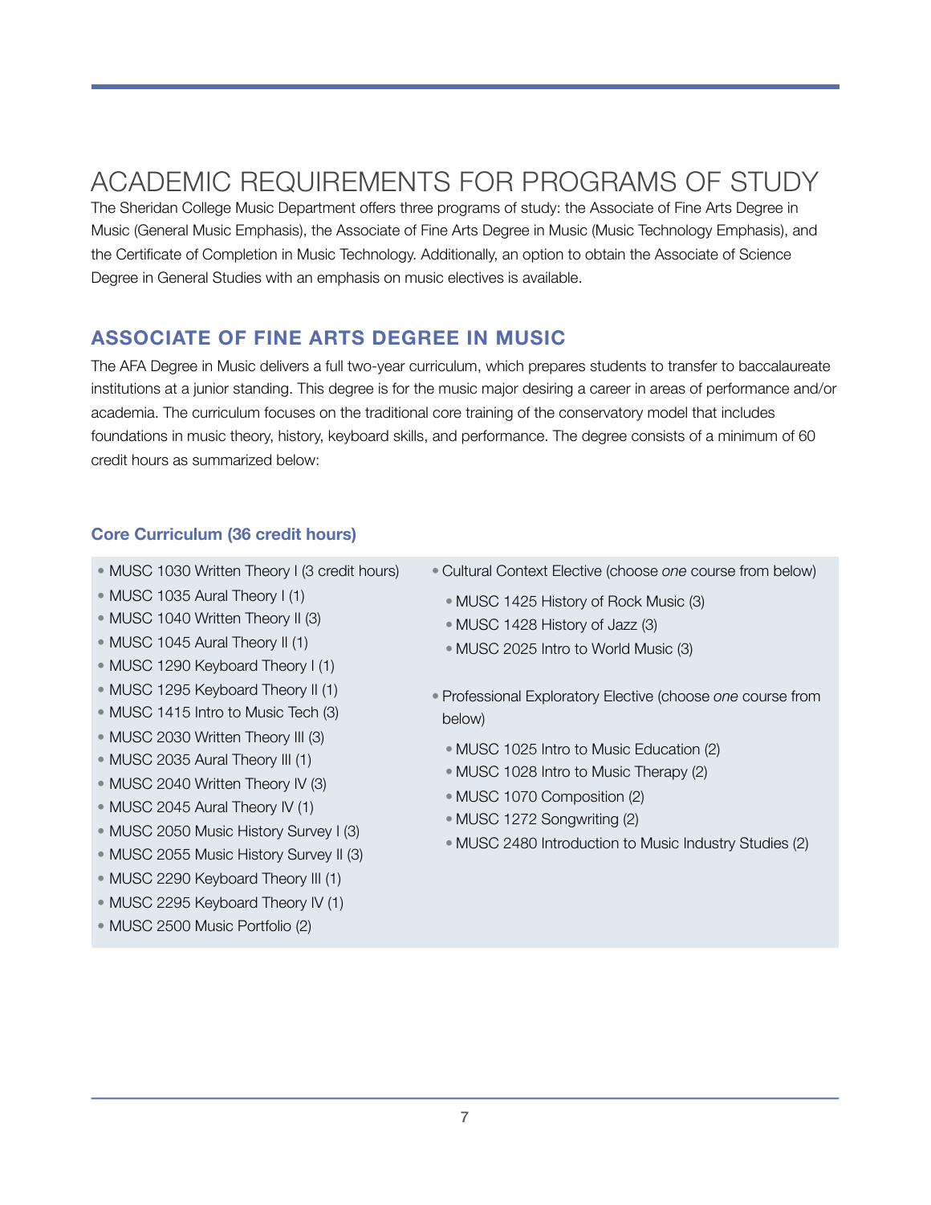# ACADEMIC REQUIREMENTS FOR PROGRAMS OF STUDY

The Sheridan College Music Department offers three programs of study: the Associate of Fine Arts Degree in Music (General Music Emphasis), the Associate of Fine Arts Degree in Music (Music Technology Emphasis), and the Certificate of Completion in Music Technology. Additionally, an option to obtain the Associate of Science Degree in General Studies with an emphasis on music electives is available.

## ASSOCIATE OF FINE ARTS DEGREE IN MUSIC

The AFA Degree in Music delivers a full two-year curriculum, which prepares students to transfer to baccalaureate institutions at a junior standing. This degree is for the music major desiring a career in areas of performance and/or academia. The curriculum focuses on the traditional core training of the conservatory model that includes foundations in music theory, history, keyboard skills, and performance. The degree consists of a minimum of 60 credit hours as summarized below:

### Core Curriculum (36 credit hours)

- MUSC 1030 Written Theory I (3 credit hours)
- MUSC 1035 Aural Theory I (1)
- MUSC 1040 Written Theory II (3)
- MUSC 1045 Aural Theory II (1)
- MUSC 1290 Keyboard Theory I (1)
- MUSC 1295 Keyboard Theory II (1)
- MUSC 1415 Intro to Music Tech (3)
- MUSC 2030 Written Theory III (3)
- MUSC 2035 Aural Theory III (1)
- MUSC 2040 Written Theory IV (3)
- MUSC 2045 Aural Theory IV (1)
- MUSC 2050 Music History Survey I (3)
- MUSC 2055 Music History Survey II (3)
- MUSC 2290 Keyboard Theory III (1)
- MUSC 2295 Keyboard Theory IV (1)
- MUSC 2500 Music Portfolio (2)
- Cultural Context Elective (choose *one* course from below)
  - MUSC 1425 History of Rock Music (3)
  - MUSC 1428 History of Jazz (3)
  - MUSC 2025 Intro to World Music (3)
- Professional Exploratory Elective (choose *one* course from below)
  - MUSC 1025 Intro to Music Education (2)
  - MUSC 1028 Intro to Music Therapy (2)
  - MUSC 1070 Composition (2)
  - MUSC 1272 Songwriting (2)
  - MUSC 2480 Introduction to Music Industry Studies (2)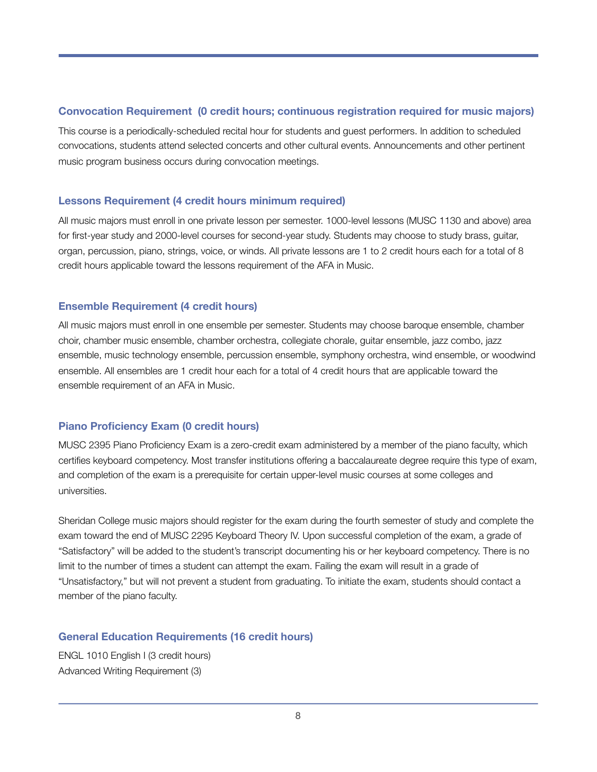### Convocation Requirement (0 credit hours; continuous registration required for music majors)

This course is a periodically-scheduled recital hour for students and guest performers. In addition to scheduled convocations, students attend selected concerts and other cultural events. Announcements and other pertinent music program business occurs during convocation meetings.

### Lessons Requirement (4 credit hours minimum required)

All music majors must enroll in one private lesson per semester. 1000-level lessons (MUSC 1130 and above) area for first-year study and 2000-level courses for second-year study. Students may choose to study brass, guitar, organ, percussion, piano, strings, voice, or winds. All private lessons are 1 to 2 credit hours each for a total of 8 credit hours applicable toward the lessons requirement of the AFA in Music.

### Ensemble Requirement (4 credit hours)

All music majors must enroll in one ensemble per semester. Students may choose baroque ensemble, chamber choir, chamber music ensemble, chamber orchestra, collegiate chorale, guitar ensemble, jazz combo, jazz ensemble, music technology ensemble, percussion ensemble, symphony orchestra, wind ensemble, or woodwind ensemble. All ensembles are 1 credit hour each for a total of 4 credit hours that are applicable toward the ensemble requirement of an AFA in Music.

### Piano Proficiency Exam (0 credit hours)

MUSC 2395 Piano Proficiency Exam is a zero-credit exam administered by a member of the piano faculty, which certifies keyboard competency. Most transfer institutions offering a baccalaureate degree require this type of exam, and completion of the exam is a prerequisite for certain upper-level music courses at some colleges and universities.

Sheridan College music majors should register for the exam during the fourth semester of study and complete the exam toward the end of MUSC 2295 Keyboard Theory IV. Upon successful completion of the exam, a grade of "Satisfactory" will be added to the student's transcript documenting his or her keyboard competency. There is no limit to the number of times a student can attempt the exam. Failing the exam will result in a grade of "Unsatisfactory," but will not prevent a student from graduating. To initiate the exam, students should contact a member of the piano faculty.

### General Education Requirements (16 credit hours)

ENGL 1010 English I (3 credit hours)
Advanced Writing Requirement (3)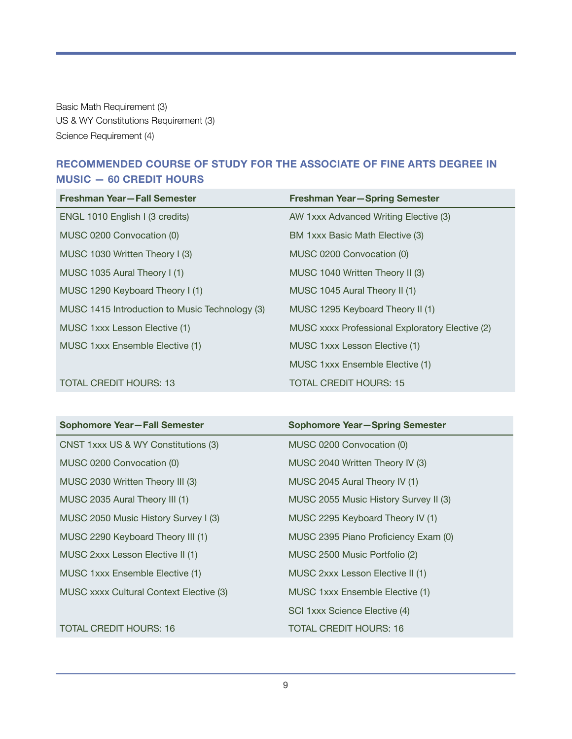Basic Math Requirement (3)
US & WY Constitutions Requirement (3)
Science Requirement (4)

### RECOMMENDED COURSE OF STUDY FOR THE ASSOCIATE OF FINE ARTS DEGREE IN MUSIC — 60 CREDIT HOURS

| Freshman Year—Fall Semester | Freshman Year—Spring Semester |
|---|---|
| ENGL 1010 English I (3 credits) | AW 1xxx Advanced Writing Elective (3) |
| MUSC 0200 Convocation (0) | BM 1xxx Basic Math Elective (3) |
| MUSC 1030 Written Theory I (3) | MUSC 0200 Convocation (0) |
| MUSC 1035 Aural Theory I (1) | MUSC 1040 Written Theory II (3) |
| MUSC 1290 Keyboard Theory I (1) | MUSC 1045 Aural Theory II (1) |
| MUSC 1415 Introduction to Music Technology (3) | MUSC 1295 Keyboard Theory II (1) |
| MUSC 1xxx Lesson Elective (1) | MUSC xxxx Professional Exploratory Elective (2) |
| MUSC 1xxx Ensemble Elective (1) | MUSC 1xxx Lesson Elective (1) |
| | MUSC 1xxx Ensemble Elective (1) |
| TOTAL CREDIT HOURS: 13 | TOTAL CREDIT HOURS: 15 |

| Sophomore Year—Fall Semester | Sophomore Year—Spring Semester |
|---|---|
| CNST 1xxx US & WY Constitutions (3) | MUSC 0200 Convocation (0) |
| MUSC 0200 Convocation (0) | MUSC 2040 Written Theory IV (3) |
| MUSC 2030 Written Theory III (3) | MUSC 2045 Aural Theory IV (1) |
| MUSC 2035 Aural Theory III (1) | MUSC 2055 Music History Survey II (3) |
| MUSC 2050 Music History Survey I (3) | MUSC 2295 Keyboard Theory IV (1) |
| MUSC 2290 Keyboard Theory III (1) | MUSC 2395 Piano Proficiency Exam (0) |
| MUSC 2xxx Lesson Elective II (1) | MUSC 2500 Music Portfolio (2) |
| MUSC 1xxx Ensemble Elective (1) | MUSC 2xxx Lesson Elective II (1) |
| MUSC xxxx Cultural Context Elective (3) | MUSC 1xxx Ensemble Elective (1) |
| | SCI 1xxx Science Elective (4) |
| TOTAL CREDIT HOURS: 16 | TOTAL CREDIT HOURS: 16 |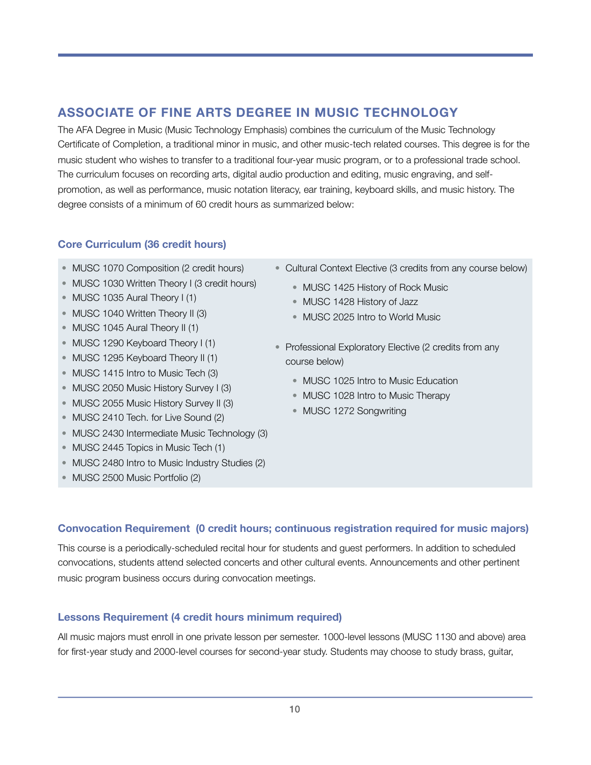## ASSOCIATE OF FINE ARTS DEGREE IN MUSIC TECHNOLOGY

The AFA Degree in Music (Music Technology Emphasis) combines the curriculum of the Music Technology Certificate of Completion, a traditional minor in music, and other music-tech related courses. This degree is for the music student who wishes to transfer to a traditional four-year music program, or to a professional trade school. The curriculum focuses on recording arts, digital audio production and editing, music engraving, and self-promotion, as well as performance, music notation literacy, ear training, keyboard skills, and music history. The degree consists of a minimum of 60 credit hours as summarized below:

### Core Curriculum (36 credit hours)

- MUSC 1070 Composition (2 credit hours)
- MUSC 1030 Written Theory I (3 credit hours)
- MUSC 1035 Aural Theory I (1)
- MUSC 1040 Written Theory II (3)
- MUSC 1045 Aural Theory II (1)
- MUSC 1290 Keyboard Theory I (1)
- MUSC 1295 Keyboard Theory II (1)
- MUSC 1415 Intro to Music Tech (3)
- MUSC 2050 Music History Survey I (3)
- MUSC 2055 Music History Survey II (3)
- MUSC 2410 Tech. for Live Sound (2)
- MUSC 2430 Intermediate Music Technology (3)
- MUSC 2445 Topics in Music Tech (1)
- MUSC 2480 Intro to Music Industry Studies (2)
- MUSC 2500 Music Portfolio (2)
- Cultural Context Elective (3 credits from any course below)
  - MUSC 1425 History of Rock Music
  - MUSC 1428 History of Jazz
  - MUSC 2025 Intro to World Music
- Professional Exploratory Elective (2 credits from any course below)
  - MUSC 1025 Intro to Music Education
  - MUSC 1028 Intro to Music Therapy
  - MUSC 1272 Songwriting

### Convocation Requirement (0 credit hours; continuous registration required for music majors)

This course is a periodically-scheduled recital hour for students and guest performers. In addition to scheduled convocations, students attend selected concerts and other cultural events. Announcements and other pertinent music program business occurs during convocation meetings.

### Lessons Requirement (4 credit hours minimum required)

All music majors must enroll in one private lesson per semester. 1000-level lessons (MUSC 1130 and above) area for first-year study and 2000-level courses for second-year study. Students may choose to study brass, guitar,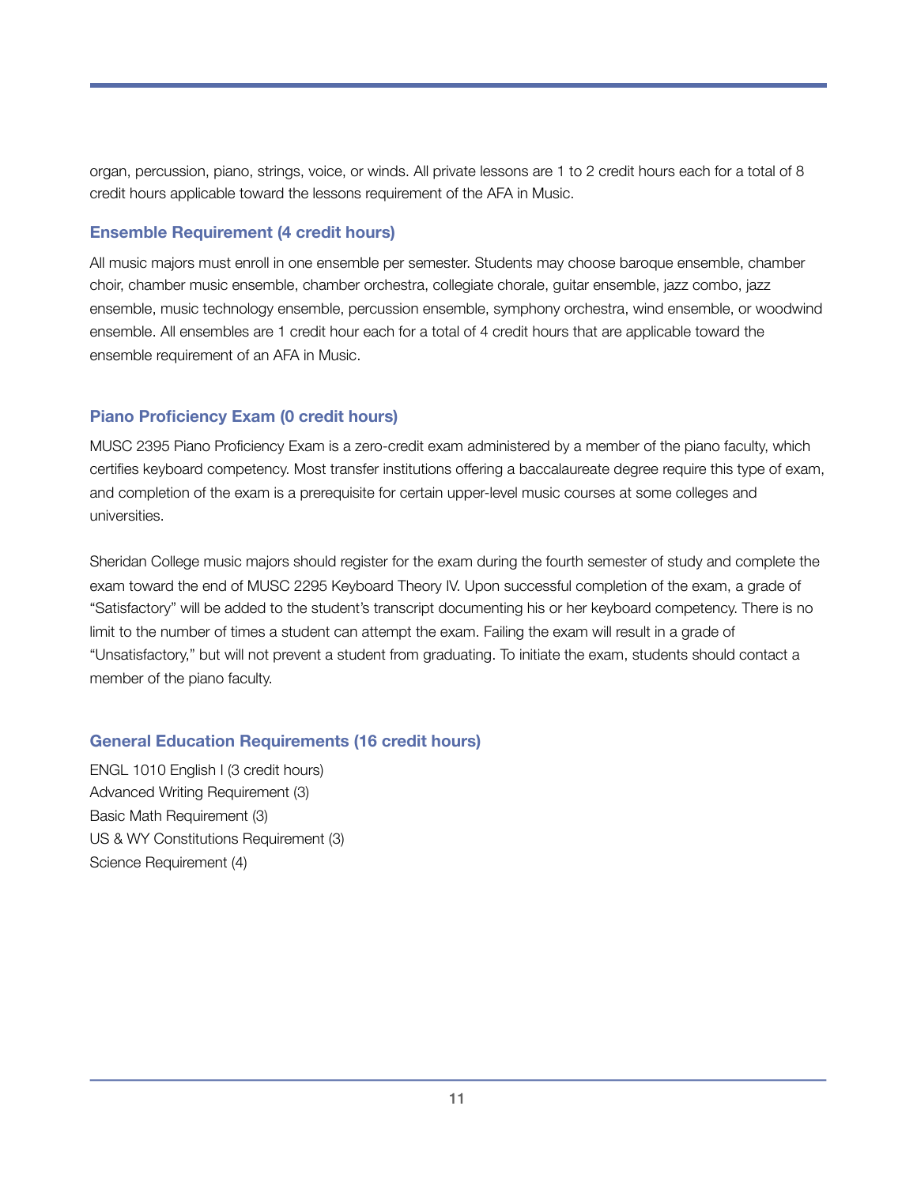organ, percussion, piano, strings, voice, or winds. All private lessons are 1 to 2 credit hours each for a total of 8 credit hours applicable toward the lessons requirement of the AFA in Music.

### Ensemble Requirement (4 credit hours)

All music majors must enroll in one ensemble per semester. Students may choose baroque ensemble, chamber choir, chamber music ensemble, chamber orchestra, collegiate chorale, guitar ensemble, jazz combo, jazz ensemble, music technology ensemble, percussion ensemble, symphony orchestra, wind ensemble, or woodwind ensemble. All ensembles are 1 credit hour each for a total of 4 credit hours that are applicable toward the ensemble requirement of an AFA in Music.

### Piano Proficiency Exam (0 credit hours)

MUSC 2395 Piano Proficiency Exam is a zero-credit exam administered by a member of the piano faculty, which certifies keyboard competency. Most transfer institutions offering a baccalaureate degree require this type of exam, and completion of the exam is a prerequisite for certain upper-level music courses at some colleges and universities.

Sheridan College music majors should register for the exam during the fourth semester of study and complete the exam toward the end of MUSC 2295 Keyboard Theory IV. Upon successful completion of the exam, a grade of "Satisfactory" will be added to the student's transcript documenting his or her keyboard competency. There is no limit to the number of times a student can attempt the exam. Failing the exam will result in a grade of "Unsatisfactory," but will not prevent a student from graduating. To initiate the exam, students should contact a member of the piano faculty.

### General Education Requirements (16 credit hours)

ENGL 1010 English I (3 credit hours)
Advanced Writing Requirement (3)
Basic Math Requirement (3)
US & WY Constitutions Requirement (3)
Science Requirement (4)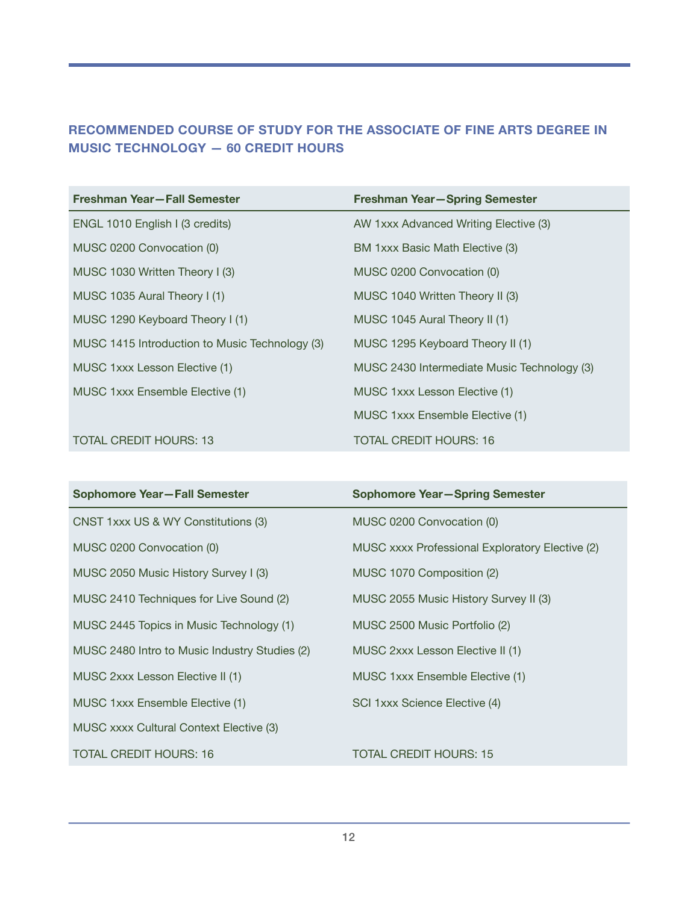## RECOMMENDED COURSE OF STUDY FOR THE ASSOCIATE OF FINE ARTS DEGREE IN MUSIC TECHNOLOGY — 60 CREDIT HOURS

| Freshman Year—Fall Semester | Freshman Year—Spring Semester |
|---|---|
| ENGL 1010 English I (3 credits) | AW 1xxx Advanced Writing Elective (3) |
| MUSC 0200 Convocation (0) | BM 1xxx Basic Math Elective (3) |
| MUSC 1030 Written Theory I (3) | MUSC 0200 Convocation (0) |
| MUSC 1035 Aural Theory I (1) | MUSC 1040 Written Theory II (3) |
| MUSC 1290 Keyboard Theory I (1) | MUSC 1045 Aural Theory II (1) |
| MUSC 1415 Introduction to Music Technology (3) | MUSC 1295 Keyboard Theory II (1) |
| MUSC 1xxx Lesson Elective (1) | MUSC 2430 Intermediate Music Technology (3) |
| MUSC 1xxx Ensemble Elective (1) | MUSC 1xxx Lesson Elective (1) |
| | MUSC 1xxx Ensemble Elective (1) |
| TOTAL CREDIT HOURS: 13 | TOTAL CREDIT HOURS: 16 |

| Sophomore Year—Fall Semester | Sophomore Year—Spring Semester |
|---|---|
| CNST 1xxx US & WY Constitutions (3) | MUSC 0200 Convocation (0) |
| MUSC 0200 Convocation (0) | MUSC xxxx Professional Exploratory Elective (2) |
| MUSC 2050 Music History Survey I (3) | MUSC 1070 Composition (2) |
| MUSC 2410 Techniques for Live Sound (2) | MUSC 2055 Music History Survey II (3) |
| MUSC 2445 Topics in Music Technology (1) | MUSC 2500 Music Portfolio (2) |
| MUSC 2480 Intro to Music Industry Studies (2) | MUSC 2xxx Lesson Elective II (1) |
| MUSC 2xxx Lesson Elective II (1) | MUSC 1xxx Ensemble Elective (1) |
| MUSC 1xxx Ensemble Elective (1) | SCI 1xxx Science Elective (4) |
| MUSC xxxx Cultural Context Elective (3) | |
| TOTAL CREDIT HOURS: 16 | TOTAL CREDIT HOURS: 15 |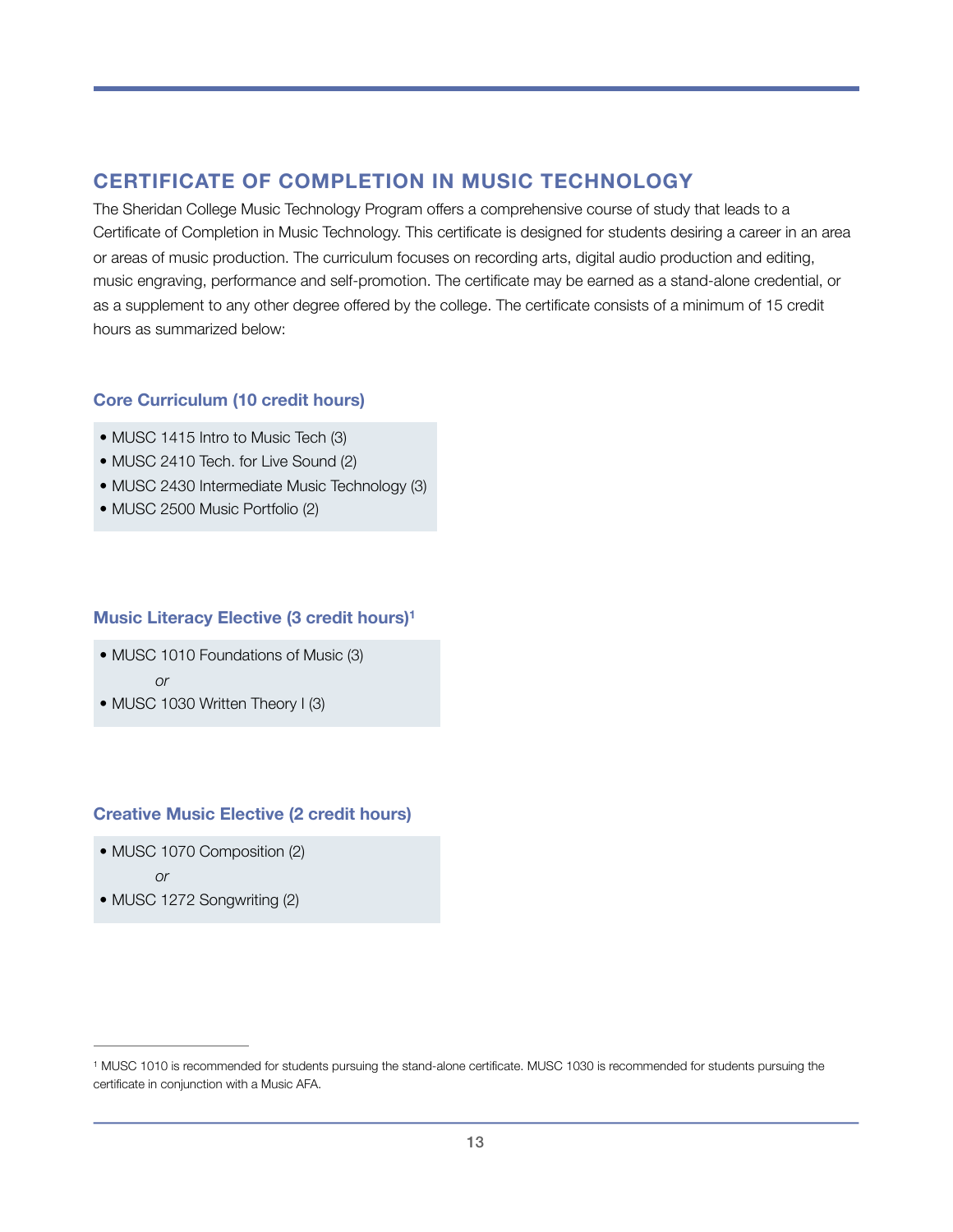## CERTIFICATE OF COMPLETION IN MUSIC TECHNOLOGY

The Sheridan College Music Technology Program offers a comprehensive course of study that leads to a Certificate of Completion in Music Technology. This certificate is designed for students desiring a career in an area or areas of music production. The curriculum focuses on recording arts, digital audio production and editing, music engraving, performance and self-promotion. The certificate may be earned as a stand-alone credential, or as a supplement to any other degree offered by the college. The certificate consists of a minimum of 15 credit hours as summarized below:

### Core Curriculum (10 credit hours)

- MUSC 1415 Intro to Music Tech (3)
- MUSC 2410 Tech. for Live Sound (2)
- MUSC 2430 Intermediate Music Technology (3)
- MUSC 2500 Music Portfolio (2)

### Music Literacy Elective (3 credit hours)[1]

- MUSC 1010 Foundations of Music (3)

  *or*
- MUSC 1030 Written Theory I (3)

### Creative Music Elective (2 credit hours)

- MUSC 1070 Composition (2)

  *or*
- MUSC 1272 Songwriting (2)

---

[1] MUSC 1010 is recommended for students pursuing the stand-alone certificate. MUSC 1030 is recommended for students pursuing the certificate in conjunction with a Music AFA.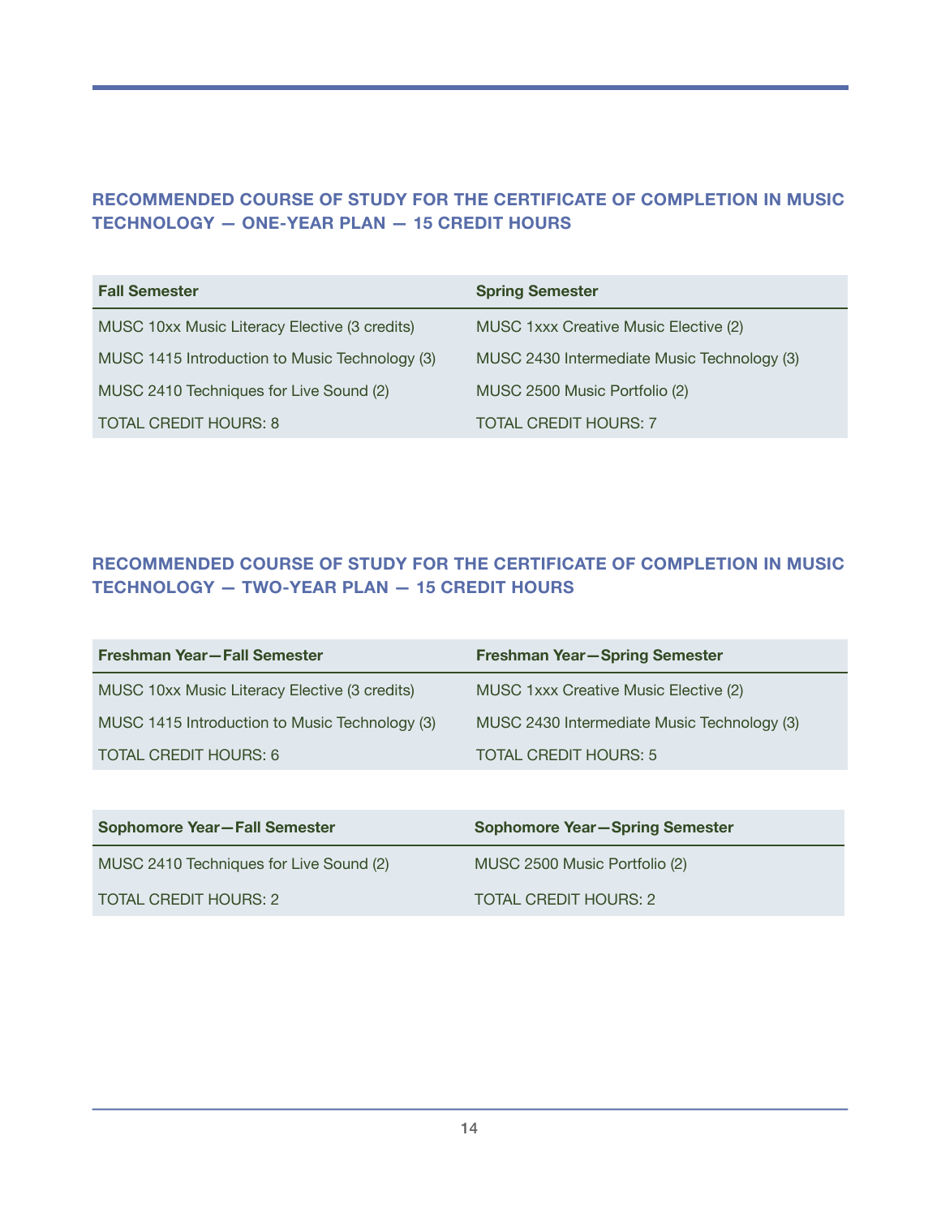## RECOMMENDED COURSE OF STUDY FOR THE CERTIFICATE OF COMPLETION IN MUSIC TECHNOLOGY — ONE-YEAR PLAN — 15 CREDIT HOURS

| Fall Semester | Spring Semester |
|---|---|
| MUSC 10xx Music Literacy Elective (3 credits) | MUSC 1xxx Creative Music Elective (2) |
| MUSC 1415 Introduction to Music Technology (3) | MUSC 2430 Intermediate Music Technology (3) |
| MUSC 2410 Techniques for Live Sound (2) | MUSC 2500 Music Portfolio (2) |
| TOTAL CREDIT HOURS: 8 | TOTAL CREDIT HOURS: 7 |

## RECOMMENDED COURSE OF STUDY FOR THE CERTIFICATE OF COMPLETION IN MUSIC TECHNOLOGY — TWO-YEAR PLAN — 15 CREDIT HOURS

| Freshman Year—Fall Semester | Freshman Year—Spring Semester |
|---|---|
| MUSC 10xx Music Literacy Elective (3 credits) | MUSC 1xxx Creative Music Elective (2) |
| MUSC 1415 Introduction to Music Technology (3) | MUSC 2430 Intermediate Music Technology (3) |
| TOTAL CREDIT HOURS: 6 | TOTAL CREDIT HOURS: 5 |

| Sophomore Year—Fall Semester | Sophomore Year—Spring Semester |
|---|---|
| MUSC 2410 Techniques for Live Sound (2) | MUSC 2500 Music Portfolio (2) |
| TOTAL CREDIT HOURS: 2 | TOTAL CREDIT HOURS: 2 |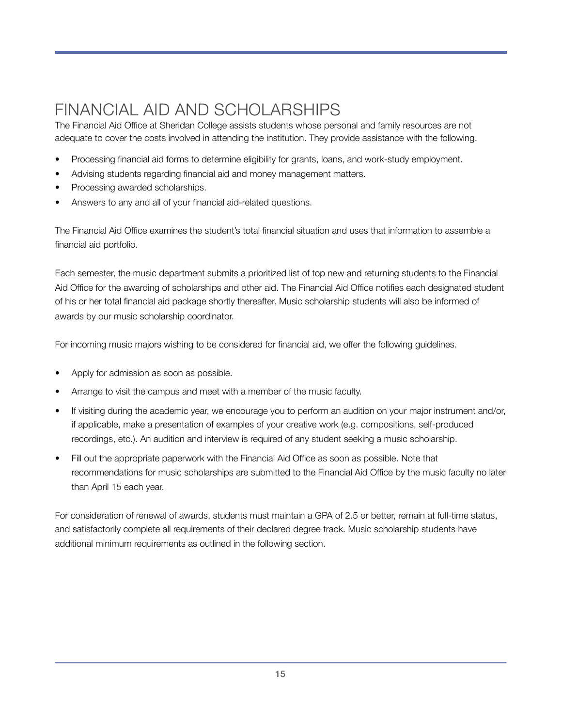# FINANCIAL AID AND SCHOLARSHIPS

The Financial Aid Office at Sheridan College assists students whose personal and family resources are not adequate to cover the costs involved in attending the institution. They provide assistance with the following.

- Processing financial aid forms to determine eligibility for grants, loans, and work-study employment.
- Advising students regarding financial aid and money management matters.
- Processing awarded scholarships.
- Answers to any and all of your financial aid-related questions.

The Financial Aid Office examines the student's total financial situation and uses that information to assemble a financial aid portfolio.

Each semester, the music department submits a prioritized list of top new and returning students to the Financial Aid Office for the awarding of scholarships and other aid. The Financial Aid Office notifies each designated student of his or her total financial aid package shortly thereafter. Music scholarship students will also be informed of awards by our music scholarship coordinator.

For incoming music majors wishing to be considered for financial aid, we offer the following guidelines.

- Apply for admission as soon as possible.
- Arrange to visit the campus and meet with a member of the music faculty.
- If visiting during the academic year, we encourage you to perform an audition on your major instrument and/or, if applicable, make a presentation of examples of your creative work (e.g. compositions, self-produced recordings, etc.). An audition and interview is required of any student seeking a music scholarship.
- Fill out the appropriate paperwork with the Financial Aid Office as soon as possible. Note that recommendations for music scholarships are submitted to the Financial Aid Office by the music faculty no later than April 15 each year.

For consideration of renewal of awards, students must maintain a GPA of 2.5 or better, remain at full-time status, and satisfactorily complete all requirements of their declared degree track. Music scholarship students have additional minimum requirements as outlined in the following section.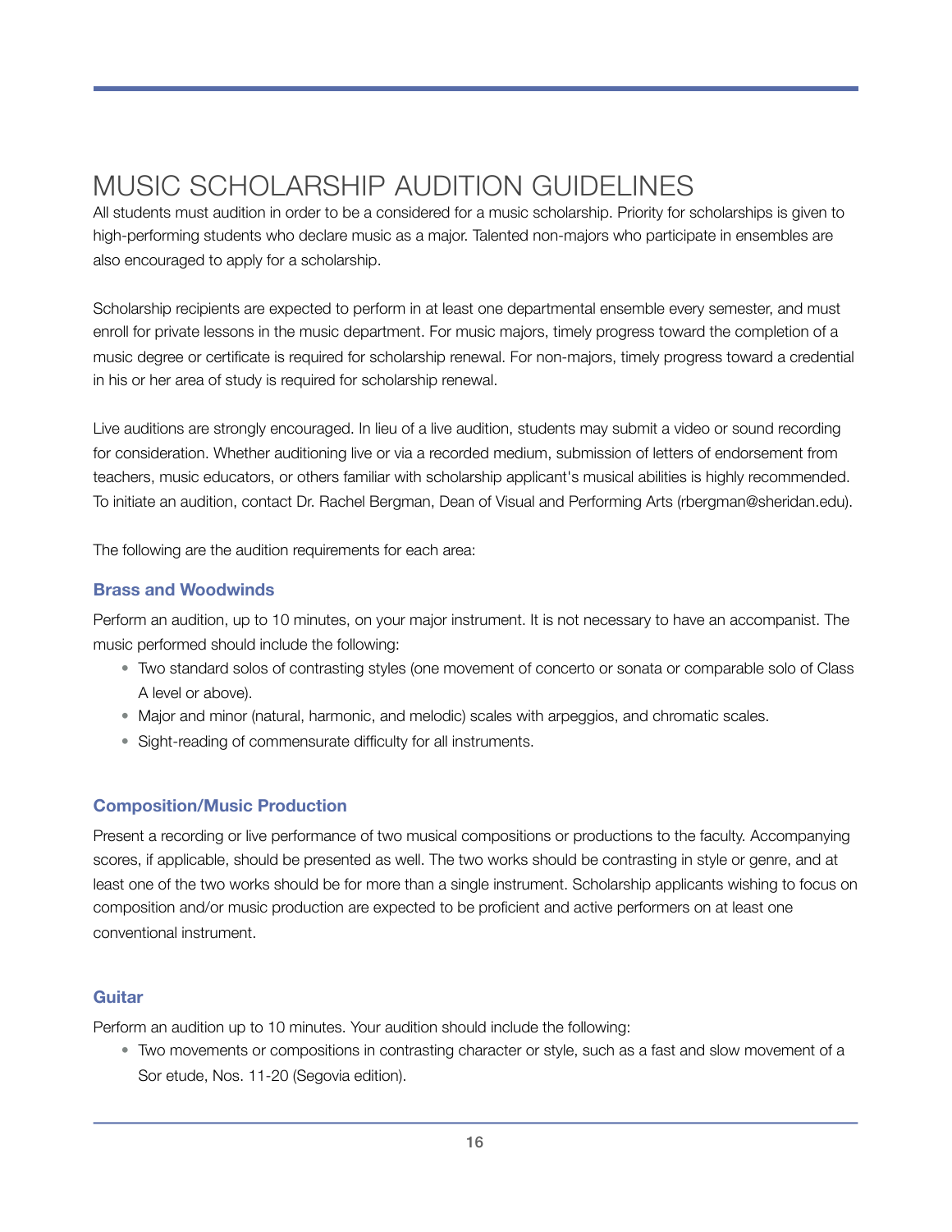# MUSIC SCHOLARSHIP AUDITION GUIDELINES

All students must audition in order to be a considered for a music scholarship. Priority for scholarships is given to high-performing students who declare music as a major. Talented non-majors who participate in ensembles are also encouraged to apply for a scholarship.

Scholarship recipients are expected to perform in at least one departmental ensemble every semester, and must enroll for private lessons in the music department. For music majors, timely progress toward the completion of a music degree or certificate is required for scholarship renewal. For non-majors, timely progress toward a credential in his or her area of study is required for scholarship renewal.

Live auditions are strongly encouraged. In lieu of a live audition, students may submit a video or sound recording for consideration. Whether auditioning live or via a recorded medium, submission of letters of endorsement from teachers, music educators, or others familiar with scholarship applicant's musical abilities is highly recommended. To initiate an audition, contact Dr. Rachel Bergman, Dean of Visual and Performing Arts (rbergman@sheridan.edu).

The following are the audition requirements for each area:

### Brass and Woodwinds

Perform an audition, up to 10 minutes, on your major instrument. It is not necessary to have an accompanist. The music performed should include the following:

- Two standard solos of contrasting styles (one movement of concerto or sonata or comparable solo of Class A level or above).
- Major and minor (natural, harmonic, and melodic) scales with arpeggios, and chromatic scales.
- Sight-reading of commensurate difficulty for all instruments.

### Composition/Music Production

Present a recording or live performance of two musical compositions or productions to the faculty. Accompanying scores, if applicable, should be presented as well. The two works should be contrasting in style or genre, and at least one of the two works should be for more than a single instrument. Scholarship applicants wishing to focus on composition and/or music production are expected to be proficient and active performers on at least one conventional instrument.

### Guitar

Perform an audition up to 10 minutes. Your audition should include the following:

- Two movements or compositions in contrasting character or style, such as a fast and slow movement of a Sor etude, Nos. 11-20 (Segovia edition).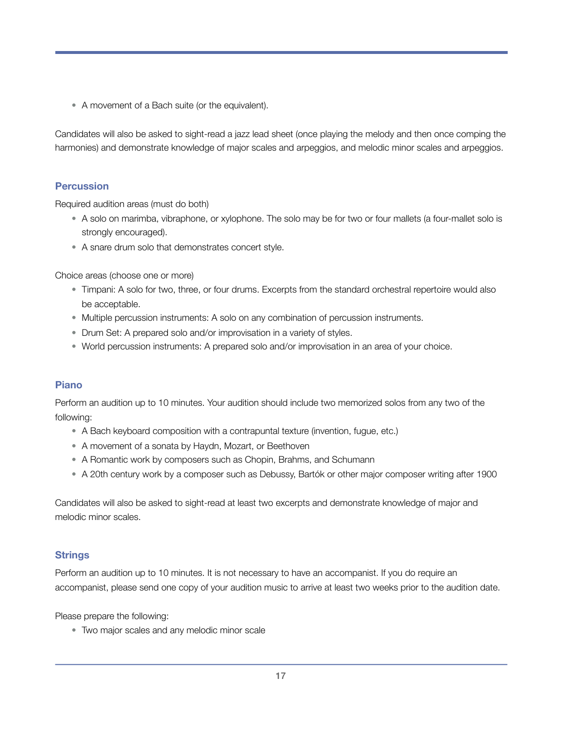- A movement of a Bach suite (or the equivalent).

Candidates will also be asked to sight-read a jazz lead sheet (once playing the melody and then once comping the harmonies) and demonstrate knowledge of major scales and arpeggios, and melodic minor scales and arpeggios.

### Percussion

Required audition areas (must do both)

- A solo on marimba, vibraphone, or xylophone. The solo may be for two or four mallets (a four-mallet solo is strongly encouraged).
- A snare drum solo that demonstrates concert style.

Choice areas (choose one or more)

- Timpani: A solo for two, three, or four drums. Excerpts from the standard orchestral repertoire would also be acceptable.
- Multiple percussion instruments: A solo on any combination of percussion instruments.
- Drum Set: A prepared solo and/or improvisation in a variety of styles.
- World percussion instruments: A prepared solo and/or improvisation in an area of your choice.

### Piano

Perform an audition up to 10 minutes. Your audition should include two memorized solos from any two of the following:

- A Bach keyboard composition with a contrapuntal texture (invention, fugue, etc.)
- A movement of a sonata by Haydn, Mozart, or Beethoven
- A Romantic work by composers such as Chopin, Brahms, and Schumann
- A 20th century work by a composer such as Debussy, Bartók or other major composer writing after 1900

Candidates will also be asked to sight-read at least two excerpts and demonstrate knowledge of major and melodic minor scales.

### Strings

Perform an audition up to 10 minutes. It is not necessary to have an accompanist. If you do require an accompanist, please send one copy of your audition music to arrive at least two weeks prior to the audition date.

Please prepare the following:

- Two major scales and any melodic minor scale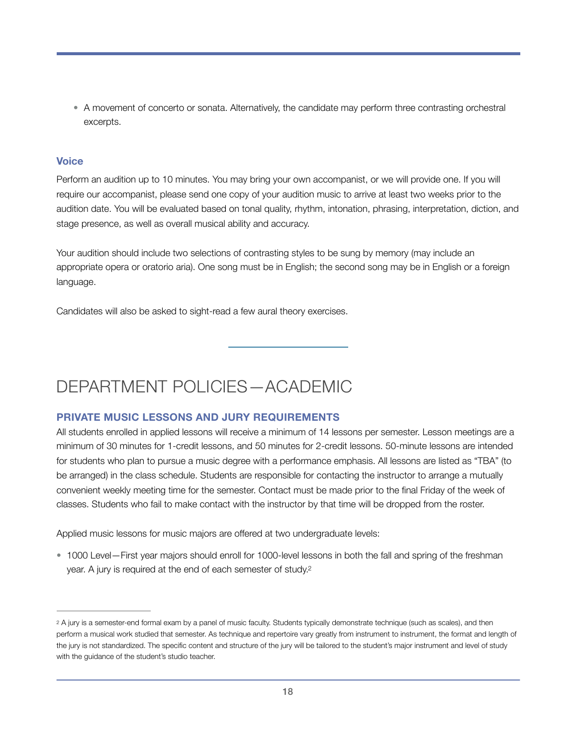- A movement of concerto or sonata. Alternatively, the candidate may perform three contrasting orchestral excerpts.

### Voice

Perform an audition up to 10 minutes. You may bring your own accompanist, or we will provide one. If you will require our accompanist, please send one copy of your audition music to arrive at least two weeks prior to the audition date. You will be evaluated based on tonal quality, rhythm, intonation, phrasing, interpretation, diction, and stage presence, as well as overall musical ability and accuracy.

Your audition should include two selections of contrasting styles to be sung by memory (may include an appropriate opera or oratorio aria). One song must be in English; the second song may be in English or a foreign language.

Candidates will also be asked to sight-read a few aural theory exercises.

---

# DEPARTMENT POLICIES—ACADEMIC

## PRIVATE MUSIC LESSONS AND JURY REQUIREMENTS

All students enrolled in applied lessons will receive a minimum of 14 lessons per semester. Lesson meetings are a minimum of 30 minutes for 1-credit lessons, and 50 minutes for 2-credit lessons. 50-minute lessons are intended for students who plan to pursue a music degree with a performance emphasis. All lessons are listed as "TBA" (to be arranged) in the class schedule. Students are responsible for contacting the instructor to arrange a mutually convenient weekly meeting time for the semester. Contact must be made prior to the final Friday of the week of classes. Students who fail to make contact with the instructor by that time will be dropped from the roster.

Applied music lessons for music majors are offered at two undergraduate levels:

- 1000 Level—First year majors should enroll for 1000-level lessons in both the fall and spring of the freshman year. A jury is required at the end of each semester of study.[2]

---

[2] A jury is a semester-end formal exam by a panel of music faculty. Students typically demonstrate technique (such as scales), and then perform a musical work studied that semester. As technique and repertoire vary greatly from instrument to instrument, the format and length of the jury is not standardized. The specific content and structure of the jury will be tailored to the student's major instrument and level of study with the guidance of the student's studio teacher.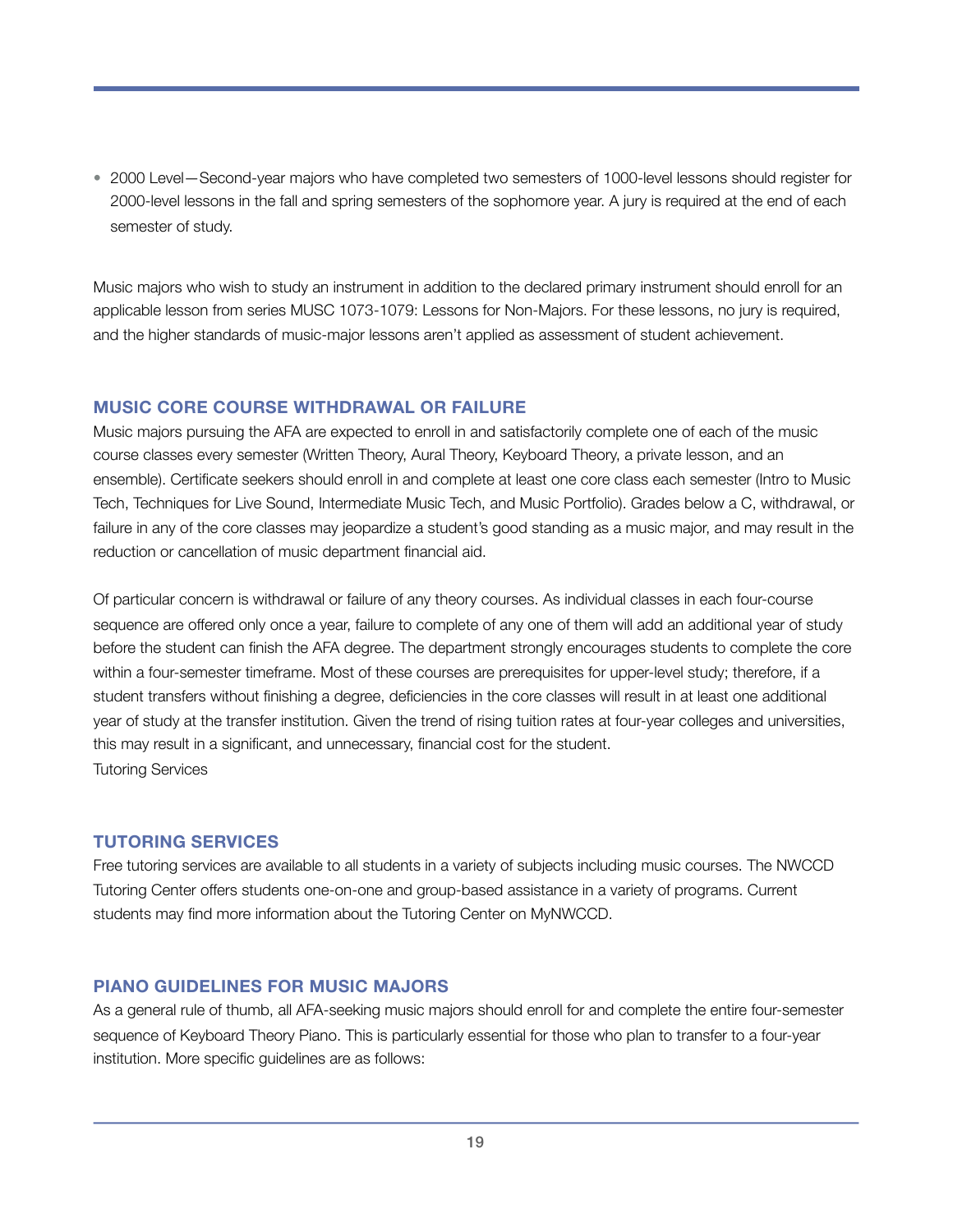- 2000 Level—Second-year majors who have completed two semesters of 1000-level lessons should register for 2000-level lessons in the fall and spring semesters of the sophomore year. A jury is required at the end of each semester of study.

Music majors who wish to study an instrument in addition to the declared primary instrument should enroll for an applicable lesson from series MUSC 1073-1079: Lessons for Non-Majors. For these lessons, no jury is required, and the higher standards of music-major lessons aren't applied as assessment of student achievement.

### MUSIC CORE COURSE WITHDRAWAL OR FAILURE

Music majors pursuing the AFA are expected to enroll in and satisfactorily complete one of each of the music course classes every semester (Written Theory, Aural Theory, Keyboard Theory, a private lesson, and an ensemble). Certificate seekers should enroll in and complete at least one core class each semester (Intro to Music Tech, Techniques for Live Sound, Intermediate Music Tech, and Music Portfolio). Grades below a C, withdrawal, or failure in any of the core classes may jeopardize a student's good standing as a music major, and may result in the reduction or cancellation of music department financial aid.

Of particular concern is withdrawal or failure of any theory courses. As individual classes in each four-course sequence are offered only once a year, failure to complete of any one of them will add an additional year of study before the student can finish the AFA degree. The department strongly encourages students to complete the core within a four-semester timeframe. Most of these courses are prerequisites for upper-level study; therefore, if a student transfers without finishing a degree, deficiencies in the core classes will result in at least one additional year of study at the transfer institution. Given the trend of rising tuition rates at four-year colleges and universities, this may result in a significant, and unnecessary, financial cost for the student.
Tutoring Services

### TUTORING SERVICES

Free tutoring services are available to all students in a variety of subjects including music courses. The NWCCD Tutoring Center offers students one-on-one and group-based assistance in a variety of programs. Current students may find more information about the Tutoring Center on MyNWCCD.

### PIANO GUIDELINES FOR MUSIC MAJORS

As a general rule of thumb, all AFA-seeking music majors should enroll for and complete the entire four-semester sequence of Keyboard Theory Piano. This is particularly essential for those who plan to transfer to a four-year institution. More specific guidelines are as follows: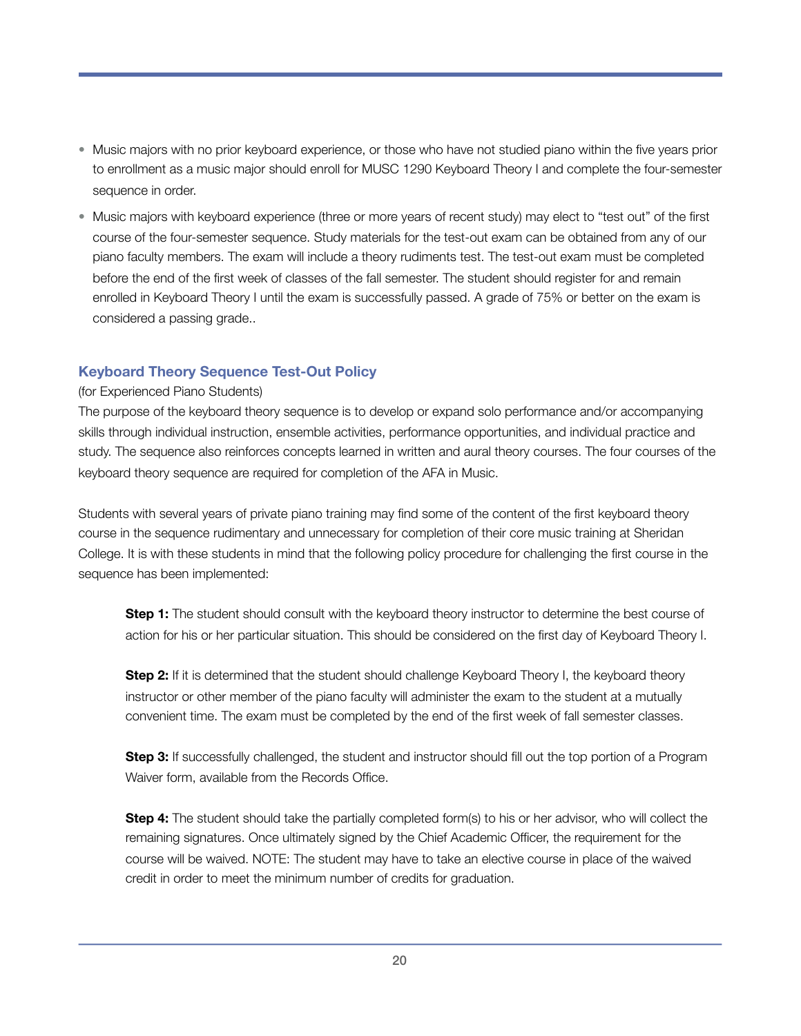- Music majors with no prior keyboard experience, or those who have not studied piano within the five years prior to enrollment as a music major should enroll for MUSC 1290 Keyboard Theory I and complete the four-semester sequence in order.
- Music majors with keyboard experience (three or more years of recent study) may elect to "test out" of the first course of the four-semester sequence. Study materials for the test-out exam can be obtained from any of our piano faculty members. The exam will include a theory rudiments test. The test-out exam must be completed before the end of the first week of classes of the fall semester. The student should register for and remain enrolled in Keyboard Theory I until the exam is successfully passed. A grade of 75% or better on the exam is considered a passing grade..

### Keyboard Theory Sequence Test-Out Policy

(for Experienced Piano Students)

The purpose of the keyboard theory sequence is to develop or expand solo performance and/or accompanying skills through individual instruction, ensemble activities, performance opportunities, and individual practice and study. The sequence also reinforces concepts learned in written and aural theory courses. The four courses of the keyboard theory sequence are required for completion of the AFA in Music.

Students with several years of private piano training may find some of the content of the first keyboard theory course in the sequence rudimentary and unnecessary for completion of their core music training at Sheridan College. It is with these students in mind that the following policy procedure for challenging the first course in the sequence has been implemented:

**Step 1:** The student should consult with the keyboard theory instructor to determine the best course of action for his or her particular situation. This should be considered on the first day of Keyboard Theory I.

**Step 2:** If it is determined that the student should challenge Keyboard Theory I, the keyboard theory instructor or other member of the piano faculty will administer the exam to the student at a mutually convenient time. The exam must be completed by the end of the first week of fall semester classes.

**Step 3:** If successfully challenged, the student and instructor should fill out the top portion of a Program Waiver form, available from the Records Office.

**Step 4:** The student should take the partially completed form(s) to his or her advisor, who will collect the remaining signatures. Once ultimately signed by the Chief Academic Officer, the requirement for the course will be waived. NOTE: The student may have to take an elective course in place of the waived credit in order to meet the minimum number of credits for graduation.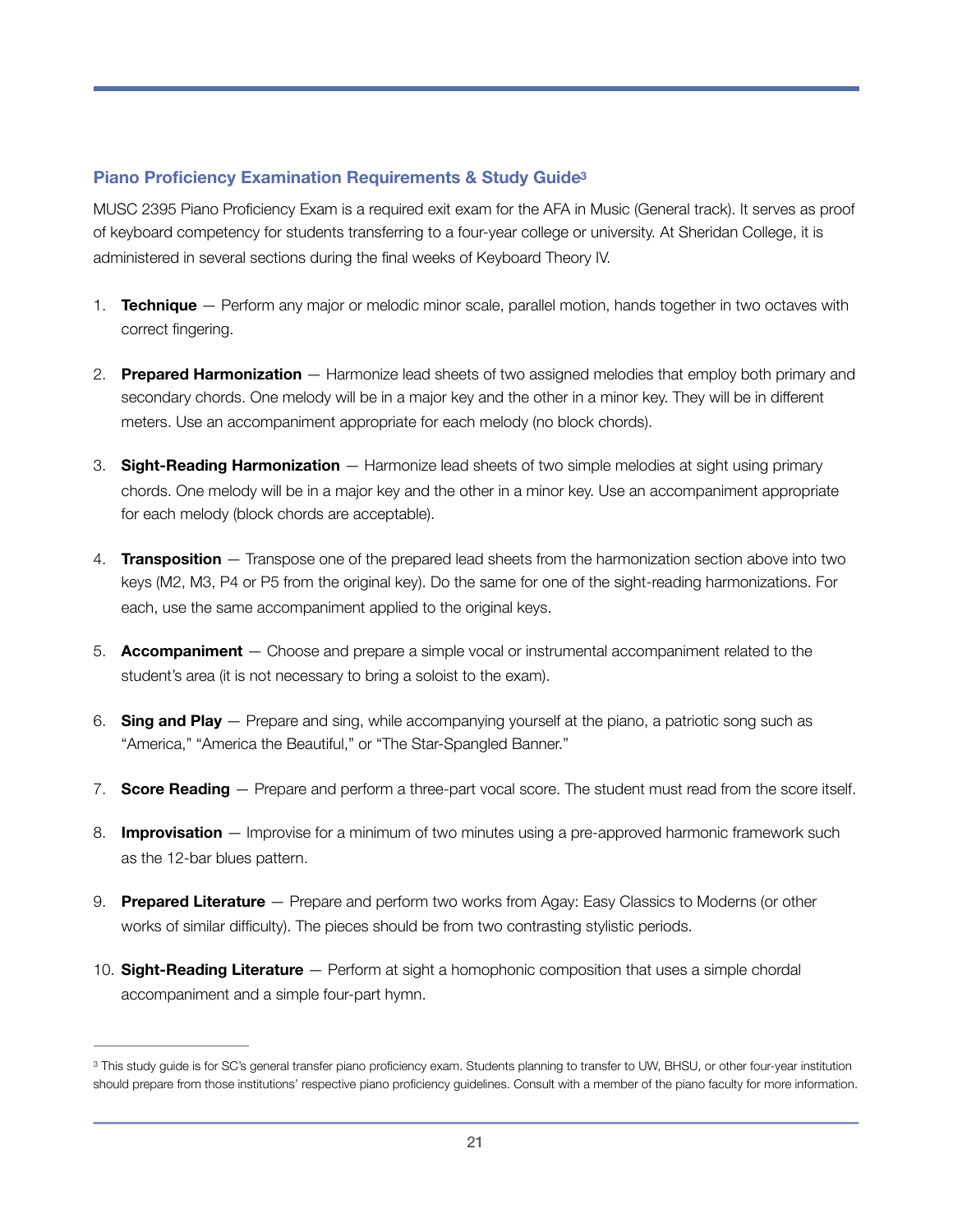### Piano Proficiency Examination Requirements & Study Guide[3]

MUSC 2395 Piano Proficiency Exam is a required exit exam for the AFA in Music (General track). It serves as proof of keyboard competency for students transferring to a four-year college or university. At Sheridan College, it is administered in several sections during the final weeks of Keyboard Theory IV.

1. **Technique** — Perform any major or melodic minor scale, parallel motion, hands together in two octaves with correct fingering.

2. **Prepared Harmonization** — Harmonize lead sheets of two assigned melodies that employ both primary and secondary chords. One melody will be in a major key and the other in a minor key. They will be in different meters. Use an accompaniment appropriate for each melody (no block chords).

3. **Sight-Reading Harmonization** — Harmonize lead sheets of two simple melodies at sight using primary chords. One melody will be in a major key and the other in a minor key. Use an accompaniment appropriate for each melody (block chords are acceptable).

4. **Transposition** — Transpose one of the prepared lead sheets from the harmonization section above into two keys (M2, M3, P4 or P5 from the original key). Do the same for one of the sight-reading harmonizations. For each, use the same accompaniment applied to the original keys.

5. **Accompaniment** — Choose and prepare a simple vocal or instrumental accompaniment related to the student's area (it is not necessary to bring a soloist to the exam).

6. **Sing and Play** — Prepare and sing, while accompanying yourself at the piano, a patriotic song such as "America," "America the Beautiful," or "The Star-Spangled Banner."

7. **Score Reading** — Prepare and perform a three-part vocal score. The student must read from the score itself.

8. **Improvisation** — Improvise for a minimum of two minutes using a pre-approved harmonic framework such as the 12-bar blues pattern.

9. **Prepared Literature** — Prepare and perform two works from Agay: Easy Classics to Moderns (or other works of similar difficulty). The pieces should be from two contrasting stylistic periods.

10. **Sight-Reading Literature** — Perform at sight a homophonic composition that uses a simple chordal accompaniment and a simple four-part hymn.

---

[3] This study guide is for SC's general transfer piano proficiency exam. Students planning to transfer to UW, BHSU, or other four-year institution should prepare from those institutions' respective piano proficiency guidelines. Consult with a member of the piano faculty for more information.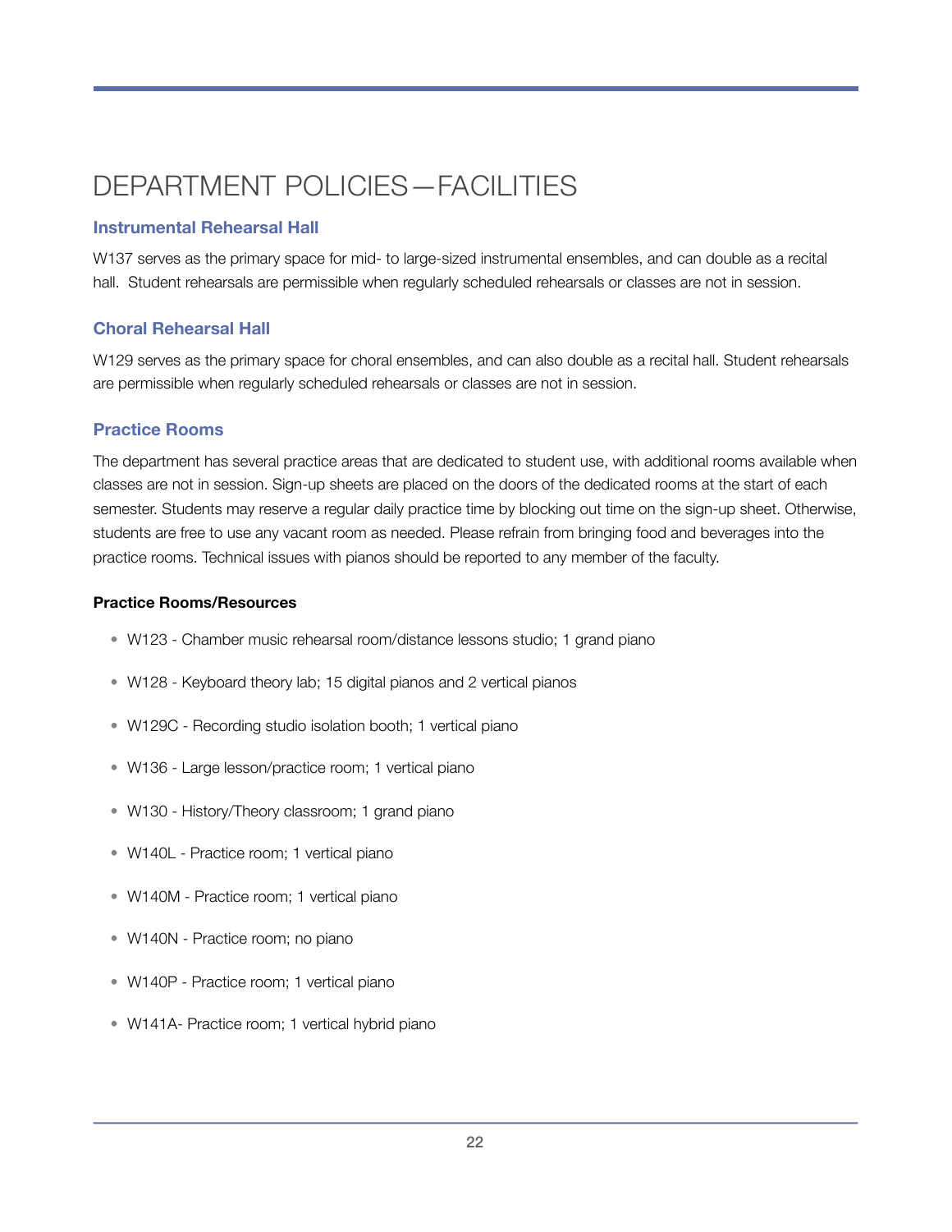# DEPARTMENT POLICIES—FACILITIES

## Instrumental Rehearsal Hall

W137 serves as the primary space for mid- to large-sized instrumental ensembles, and can double as a recital hall. Student rehearsals are permissible when regularly scheduled rehearsals or classes are not in session.

## Choral Rehearsal Hall

W129 serves as the primary space for choral ensembles, and can also double as a recital hall. Student rehearsals are permissible when regularly scheduled rehearsals or classes are not in session.

## Practice Rooms

The department has several practice areas that are dedicated to student use, with additional rooms available when classes are not in session. Sign-up sheets are placed on the doors of the dedicated rooms at the start of each semester. Students may reserve a regular daily practice time by blocking out time on the sign-up sheet. Otherwise, students are free to use any vacant room as needed. Please refrain from bringing food and beverages into the practice rooms. Technical issues with pianos should be reported to any member of the faculty.

**Practice Rooms/Resources**

- W123 - Chamber music rehearsal room/distance lessons studio; 1 grand piano
- W128 - Keyboard theory lab; 15 digital pianos and 2 vertical pianos
- W129C - Recording studio isolation booth; 1 vertical piano
- W136 - Large lesson/practice room; 1 vertical piano
- W130 - History/Theory classroom; 1 grand piano
- W140L - Practice room; 1 vertical piano
- W140M - Practice room; 1 vertical piano
- W140N - Practice room; no piano
- W140P - Practice room; 1 vertical piano
- W141A- Practice room; 1 vertical hybrid piano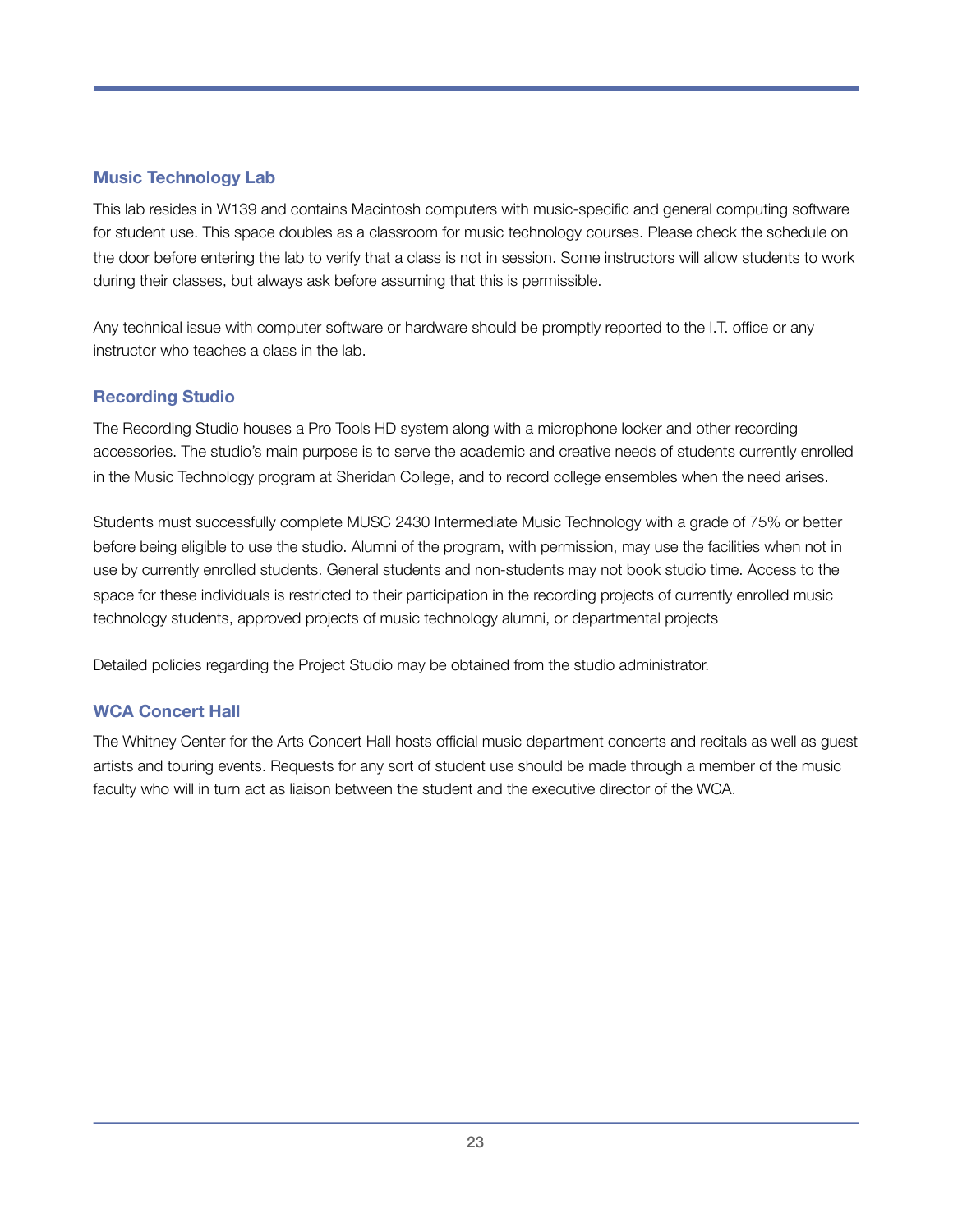### Music Technology Lab

This lab resides in W139 and contains Macintosh computers with music-specific and general computing software for student use. This space doubles as a classroom for music technology courses. Please check the schedule on the door before entering the lab to verify that a class is not in session. Some instructors will allow students to work during their classes, but always ask before assuming that this is permissible.

Any technical issue with computer software or hardware should be promptly reported to the I.T. office or any instructor who teaches a class in the lab.

### Recording Studio

The Recording Studio houses a Pro Tools HD system along with a microphone locker and other recording accessories. The studio's main purpose is to serve the academic and creative needs of students currently enrolled in the Music Technology program at Sheridan College, and to record college ensembles when the need arises.

Students must successfully complete MUSC 2430 Intermediate Music Technology with a grade of 75% or better before being eligible to use the studio. Alumni of the program, with permission, may use the facilities when not in use by currently enrolled students. General students and non-students may not book studio time. Access to the space for these individuals is restricted to their participation in the recording projects of currently enrolled music technology students, approved projects of music technology alumni, or departmental projects

Detailed policies regarding the Project Studio may be obtained from the studio administrator.

### WCA Concert Hall

The Whitney Center for the Arts Concert Hall hosts official music department concerts and recitals as well as guest artists and touring events. Requests for any sort of student use should be made through a member of the music faculty who will in turn act as liaison between the student and the executive director of the WCA.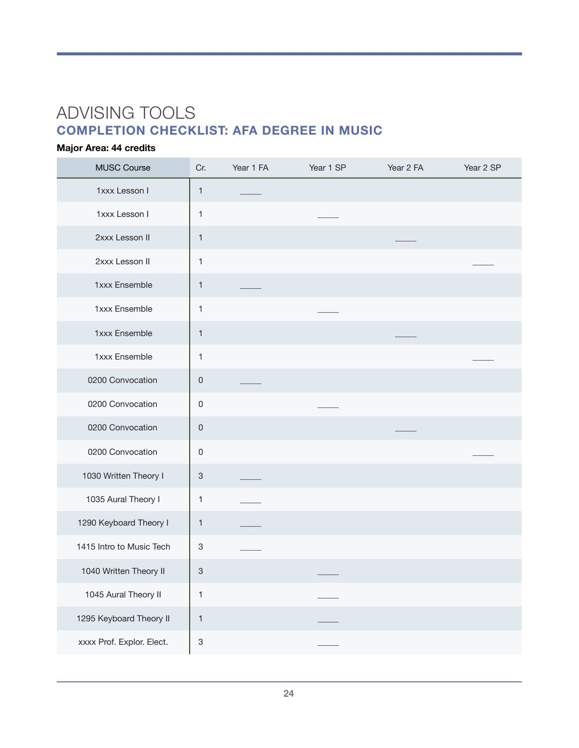# ADVISING TOOLS

## COMPLETION CHECKLIST: AFA DEGREE IN MUSIC

**Major Area: 44 credits**

| MUSC Course | Cr. | Year 1 FA | Year 1 SP | Year 2 FA | Year 2 SP |
|---|---|---|---|---|---|
| 1xxx Lesson I | 1 | _____ | | | |
| 1xxx Lesson I | 1 | | _____ | | |
| 2xxx Lesson II | 1 | | | _____ | |
| 2xxx Lesson II | 1 | | | | _____ |
| 1xxx Ensemble | 1 | _____ | | | |
| 1xxx Ensemble | 1 | | _____ | | |
| 1xxx Ensemble | 1 | | | _____ | |
| 1xxx Ensemble | 1 | | | | _____ |
| 0200 Convocation | 0 | _____ | | | |
| 0200 Convocation | 0 | | _____ | | |
| 0200 Convocation | 0 | | | _____ | |
| 0200 Convocation | 0 | | | | _____ |
| 1030 Written Theory I | 3 | _____ | | | |
| 1035 Aural Theory I | 1 | _____ | | | |
| 1290 Keyboard Theory I | 1 | _____ | | | |
| 1415 Intro to Music Tech | 3 | _____ | | | |
| 1040 Written Theory II | 3 | | _____ | | |
| 1045 Aural Theory II | 1 | | _____ | | |
| 1295 Keyboard Theory II | 1 | | _____ | | |
| xxxx Prof. Explor. Elect. | 3 | | _____ | | |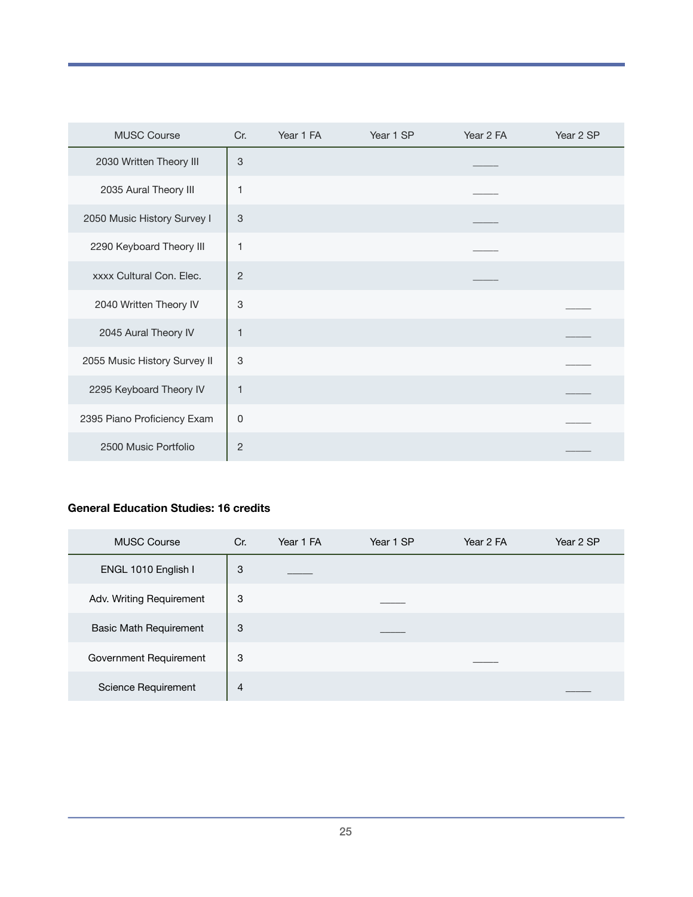| MUSC Course | Cr. | Year 1 FA | Year 1 SP | Year 2 FA | Year 2 SP |
|---|---|---|---|---|---|
| 2030 Written Theory III | 3 | | | _____ | |
| 2035 Aural Theory III | 1 | | | _____ | |
| 2050 Music History Survey I | 3 | | | _____ | |
| 2290 Keyboard Theory III | 1 | | | _____ | |
| xxxx Cultural Con. Elec. | 2 | | | _____ | |
| 2040 Written Theory IV | 3 | | | | _____ |
| 2045 Aural Theory IV | 1 | | | | _____ |
| 2055 Music History Survey II | 3 | | | | _____ |
| 2295 Keyboard Theory IV | 1 | | | | _____ |
| 2395 Piano Proficiency Exam | 0 | | | | _____ |
| 2500 Music Portfolio | 2 | | | | _____ |

**General Education Studies: 16 credits**

| MUSC Course | Cr. | Year 1 FA | Year 1 SP | Year 2 FA | Year 2 SP |
|---|---|---|---|---|---|
| ENGL 1010 English I | 3 | _____ | | | |
| Adv. Writing Requirement | 3 | | _____ | | |
| Basic Math Requirement | 3 | | _____ | | |
| Government Requirement | 3 | | | _____ | |
| Science Requirement | 4 | | | | _____ |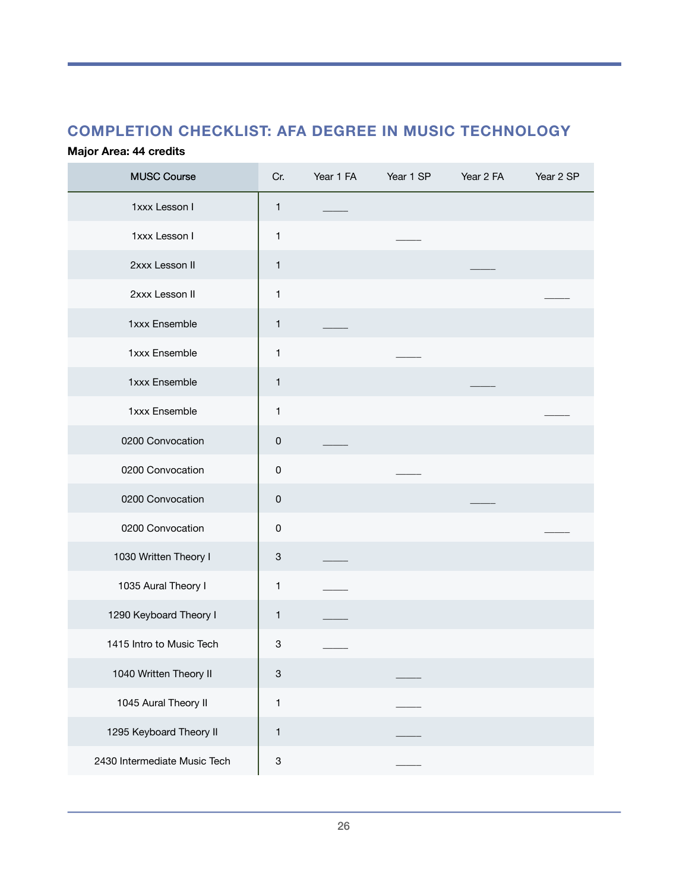## COMPLETION CHECKLIST: AFA DEGREE IN MUSIC TECHNOLOGY

**Major Area: 44 credits**

| MUSC Course | Cr. | Year 1 FA | Year 1 SP | Year 2 FA | Year 2 SP |
|---|---|---|---|---|---|
| 1xxx Lesson I | 1 | ____ | | | |
| 1xxx Lesson I | 1 | | ____ | | |
| 2xxx Lesson II | 1 | | | ____ | |
| 2xxx Lesson II | 1 | | | | ____ |
| 1xxx Ensemble | 1 | ____ | | | |
| 1xxx Ensemble | 1 | | ____ | | |
| 1xxx Ensemble | 1 | | | ____ | |
| 1xxx Ensemble | 1 | | | | ____ |
| 0200 Convocation | 0 | ____ | | | |
| 0200 Convocation | 0 | | ____ | | |
| 0200 Convocation | 0 | | | ____ | |
| 0200 Convocation | 0 | | | | ____ |
| 1030 Written Theory I | 3 | ____ | | | |
| 1035 Aural Theory I | 1 | ____ | | | |
| 1290 Keyboard Theory I | 1 | ____ | | | |
| 1415 Intro to Music Tech | 3 | ____ | | | |
| 1040 Written Theory II | 3 | | ____ | | |
| 1045 Aural Theory II | 1 | | ____ | | |
| 1295 Keyboard Theory II | 1 | | ____ | | |
| 2430 Intermediate Music Tech | 3 | | ____ | | |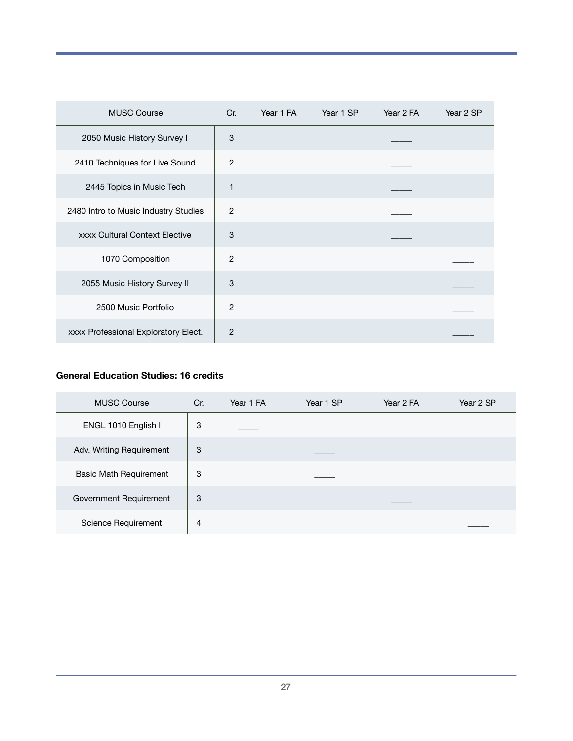| MUSC Course | Cr. | Year 1 FA | Year 1 SP | Year 2 FA | Year 2 SP |
|---|---|---|---|---|---|
| 2050 Music History Survey I | 3 | | | ____ | |
| 2410 Techniques for Live Sound | 2 | | | ____ | |
| 2445 Topics in Music Tech | 1 | | | ____ | |
| 2480 Intro to Music Industry Studies | 2 | | | ____ | |
| xxxx Cultural Context Elective | 3 | | | ____ | |
| 1070 Composition | 2 | | | | ____ |
| 2055 Music History Survey II | 3 | | | | ____ |
| 2500 Music Portfolio | 2 | | | | ____ |
| xxxx Professional Exploratory Elect. | 2 | | | | ____ |

**General Education Studies: 16 credits**

| MUSC Course | Cr. | Year 1 FA | Year 1 SP | Year 2 FA | Year 2 SP |
|---|---|---|---|---|---|
| ENGL 1010 English I | 3 | ____ | | | |
| Adv. Writing Requirement | 3 | | ____ | | |
| Basic Math Requirement | 3 | | ____ | | |
| Government Requirement | 3 | | | ____ | |
| Science Requirement | 4 | | | | ____ |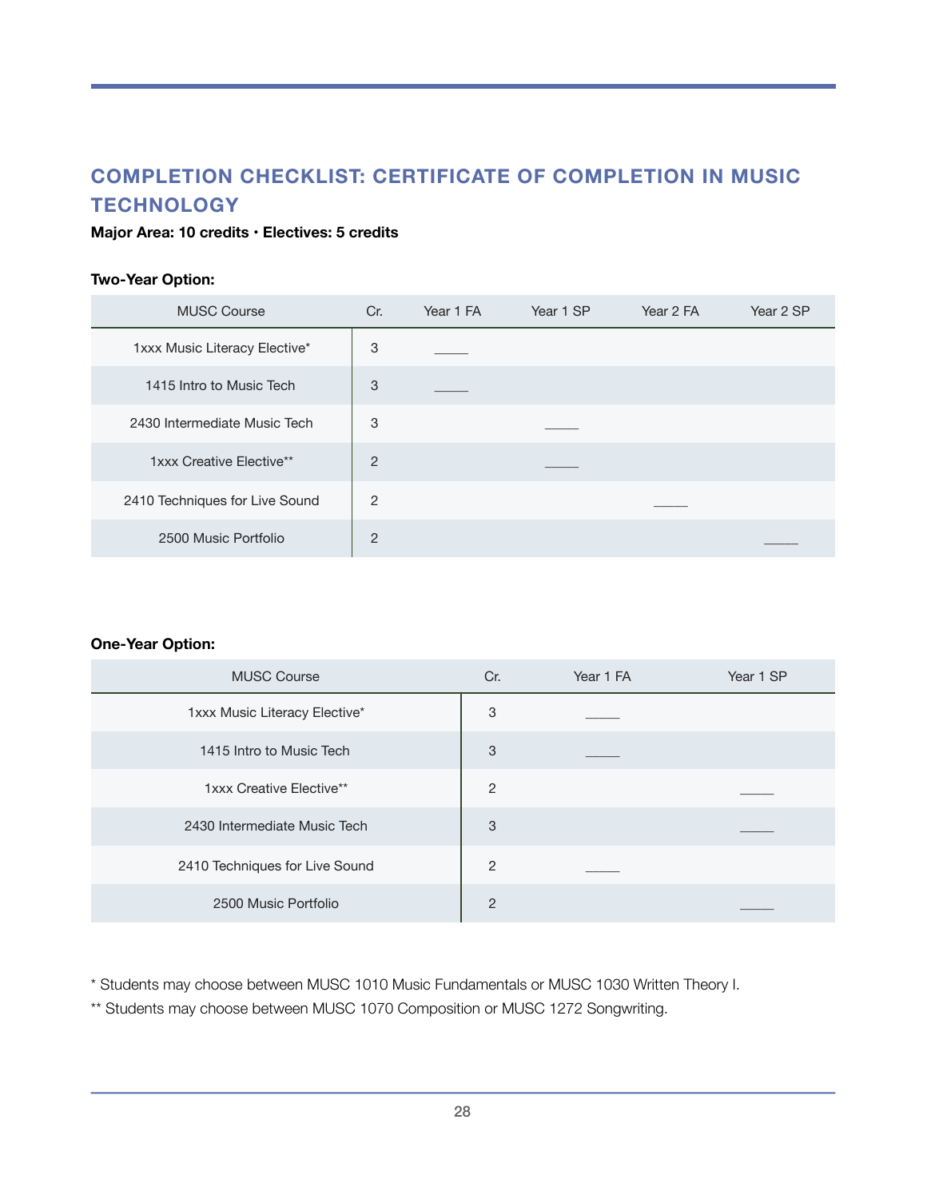## COMPLETION CHECKLIST: CERTIFICATE OF COMPLETION IN MUSIC TECHNOLOGY

**Major Area: 10 credits • Electives: 5 credits**

**Two-Year Option:**

| MUSC Course | Cr. | Year 1 FA | Year 1 SP | Year 2 FA | Year 2 SP |
|---|---|---|---|---|---|
| 1xxx Music Literacy Elective* | 3 | _____ | | | |
| 1415 Intro to Music Tech | 3 | _____ | | | |
| 2430 Intermediate Music Tech | 3 | | _____ | | |
| 1xxx Creative Elective** | 2 | | _____ | | |
| 2410 Techniques for Live Sound | 2 | | | _____ | |
| 2500 Music Portfolio | 2 | | | | _____ |

**One-Year Option:**

| MUSC Course | Cr. | Year 1 FA | Year 1 SP |
|---|---|---|---|
| 1xxx Music Literacy Elective* | 3 | _____ | |
| 1415 Intro to Music Tech | 3 | _____ | |
| 1xxx Creative Elective** | 2 | | _____ |
| 2430 Intermediate Music Tech | 3 | | _____ |
| 2410 Techniques for Live Sound | 2 | _____ | |
| 2500 Music Portfolio | 2 | | _____ |

* Students may choose between MUSC 1010 Music Fundamentals or MUSC 1030 Written Theory I.

** Students may choose between MUSC 1070 Composition or MUSC 1272 Songwriting.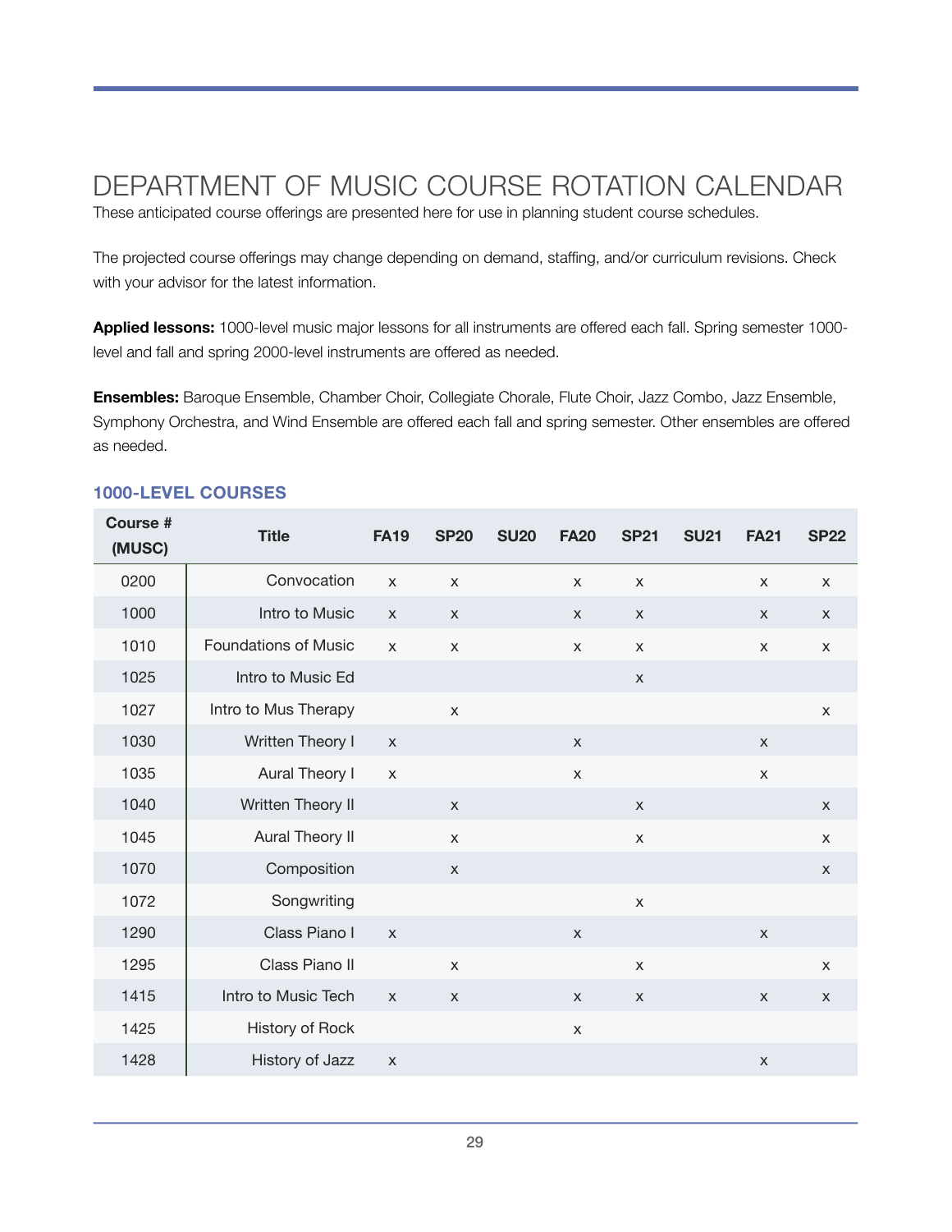# DEPARTMENT OF MUSIC COURSE ROTATION CALENDAR

These anticipated course offerings are presented here for use in planning student course schedules.

The projected course offerings may change depending on demand, staffing, and/or curriculum revisions. Check with your advisor for the latest information.

**Applied lessons:** 1000-level music major lessons for all instruments are offered each fall. Spring semester 1000-level and fall and spring 2000-level instruments are offered as needed.

**Ensembles:** Baroque Ensemble, Chamber Choir, Collegiate Chorale, Flute Choir, Jazz Combo, Jazz Ensemble, Symphony Orchestra, and Wind Ensemble are offered each fall and spring semester. Other ensembles are offered as needed.

### 1000-LEVEL COURSES

| Course # (MUSC) | Title | FA19 | SP20 | SU20 | FA20 | SP21 | SU21 | FA21 | SP22 |
|---|---|---|---|---|---|---|---|---|---|
| 0200 | Convocation | x | x | | x | x | | x | x |
| 1000 | Intro to Music | x | x | | x | x | | x | x |
| 1010 | Foundations of Music | x | x | | x | x | | x | x |
| 1025 | Intro to Music Ed | | | | | x | | | |
| 1027 | Intro to Mus Therapy | | x | | | | | | x |
| 1030 | Written Theory I | x | | | x | | | x | |
| 1035 | Aural Theory I | x | | | x | | | x | |
| 1040 | Written Theory II | | x | | | x | | | x |
| 1045 | Aural Theory II | | x | | | x | | | x |
| 1070 | Composition | | x | | | | | | x |
| 1072 | Songwriting | | | | | x | | | |
| 1290 | Class Piano I | x | | | x | | | x | |
| 1295 | Class Piano II | | x | | | x | | | x |
| 1415 | Intro to Music Tech | x | x | | x | x | | x | x |
| 1425 | History of Rock | | | | x | | | | |
| 1428 | History of Jazz | x | | | | | | x | |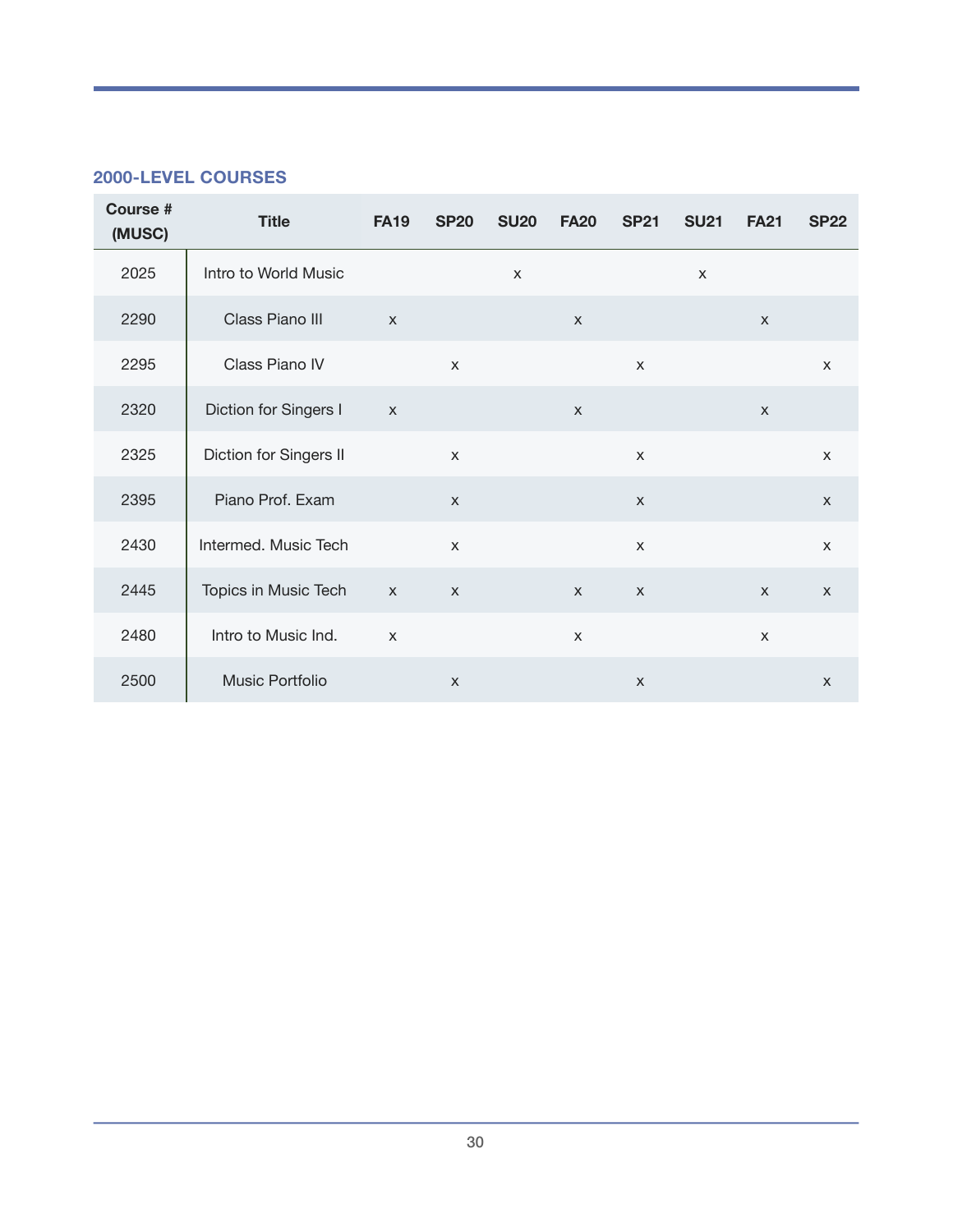## 2000-LEVEL COURSES

| Course # (MUSC) | Title | FA19 | SP20 | SU20 | FA20 | SP21 | SU21 | FA21 | SP22 |
|---|---|---|---|---|---|---|---|---|---|
| 2025 | Intro to World Music | | | x | | | x | | |
| 2290 | Class Piano III | x | | | x | | | x | |
| 2295 | Class Piano IV | | x | | | x | | | x |
| 2320 | Diction for Singers I | x | | | x | | | x | |
| 2325 | Diction for Singers II | | x | | | x | | | x |
| 2395 | Piano Prof. Exam | | x | | | x | | | x |
| 2430 | Intermed. Music Tech | | x | | | x | | | x |
| 2445 | Topics in Music Tech | x | x | | x | x | | x | x |
| 2480 | Intro to Music Ind. | x | | | x | | | x | |
| 2500 | Music Portfolio | | x | | | x | | | x |